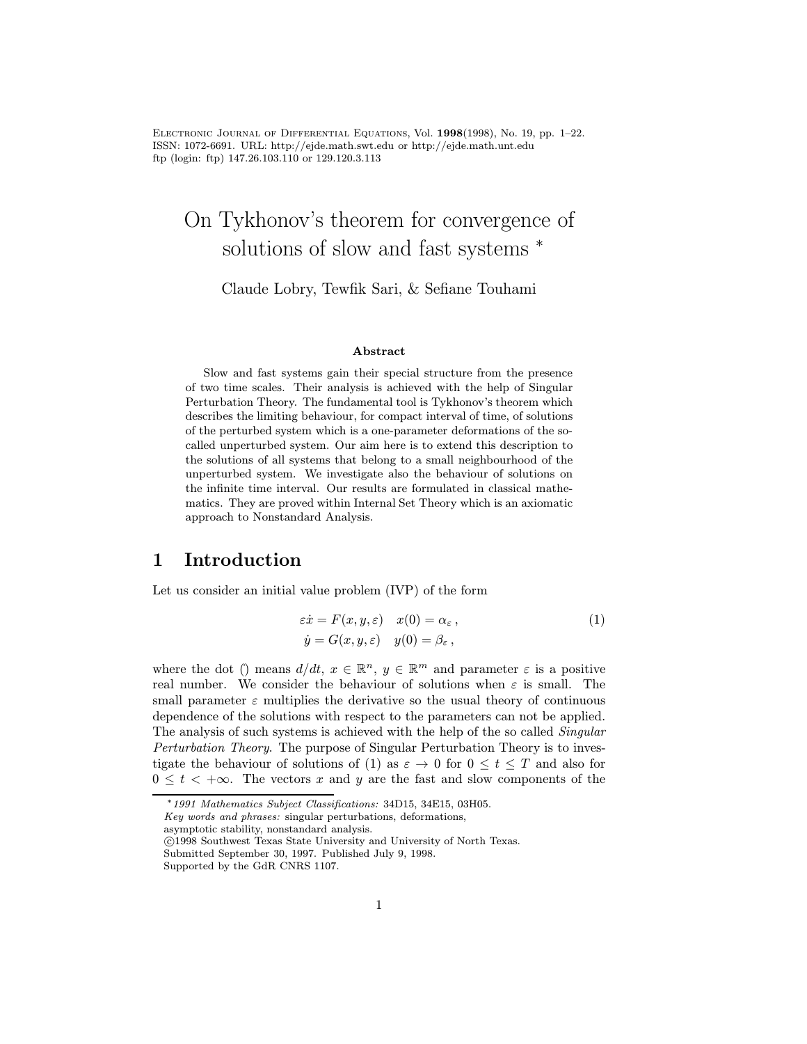# On Tykhonov's theorem for convergence of solutions of slow and fast systems *

Claude Lobry, Tewfik Sari, & Sefiane Touhami

### Abstract

Slow and fast systems gain their special structure from the presence of two time scales. Their analysis is achieved with the help of Singular Perturbation Theory. The fundamental tool is Tykhonov's theorem which describes the limiting behaviour, for compact interval of time, of solutions of the perturbed system which is a one-parameter deformations of the so-called unperturbed system. Our aim here is to extend this description to the solutions of all systems that belong to a small neighbourhood of the unperturbed system. We investigate also the behaviour of solutions on the infinite time interval. Our results are formulated in classical mathematics. They are proved within Internal Set Theory which is an axiomatic approach to Nonstandard Analysis.

## 1 Introduction

Let us consider an initial value problem (IVP) of the form

$$
\begin{aligned}
\varepsilon\dot{x} &= F(x, y, \varepsilon) \quad x(0) = \alpha_\varepsilon\,, \\
\dot{y} &= G(x, y, \varepsilon) \quad y(0) = \beta_\varepsilon\,,
\end{aligned}
\tag{1}
$$

where the dot ($\dot{}$) means $d/dt$, $x \in \mathbb{R}^n$, $y \in \mathbb{R}^m$ and parameter $\varepsilon$ is a positive real number. We consider the behaviour of solutions when $\varepsilon$ is small. The small parameter $\varepsilon$ multiplies the derivative so the usual theory of continuous dependence of the solutions with respect to the parameters can not be applied. The analysis of such systems is achieved with the help of the so called *Singular Perturbation Theory*. The purpose of Singular Perturbation Theory is to investigate the behaviour of solutions of (1) as $\varepsilon \to 0$ for $0 \le t \le T$ and also for $0 \le t < +\infty$. The vectors $x$ and $y$ are the fast and slow components of the

---

*1991 Mathematics Subject Classifications:* 34D15, 34E15, 03H05.
*Key words and phrases:* singular perturbations, deformations, asymptotic stability, nonstandard analysis.
©1998 Southwest Texas State University and University of North Texas.
Submitted September 30, 1997. Published July 9, 1998.
Supported by the GdR CNRS 1107.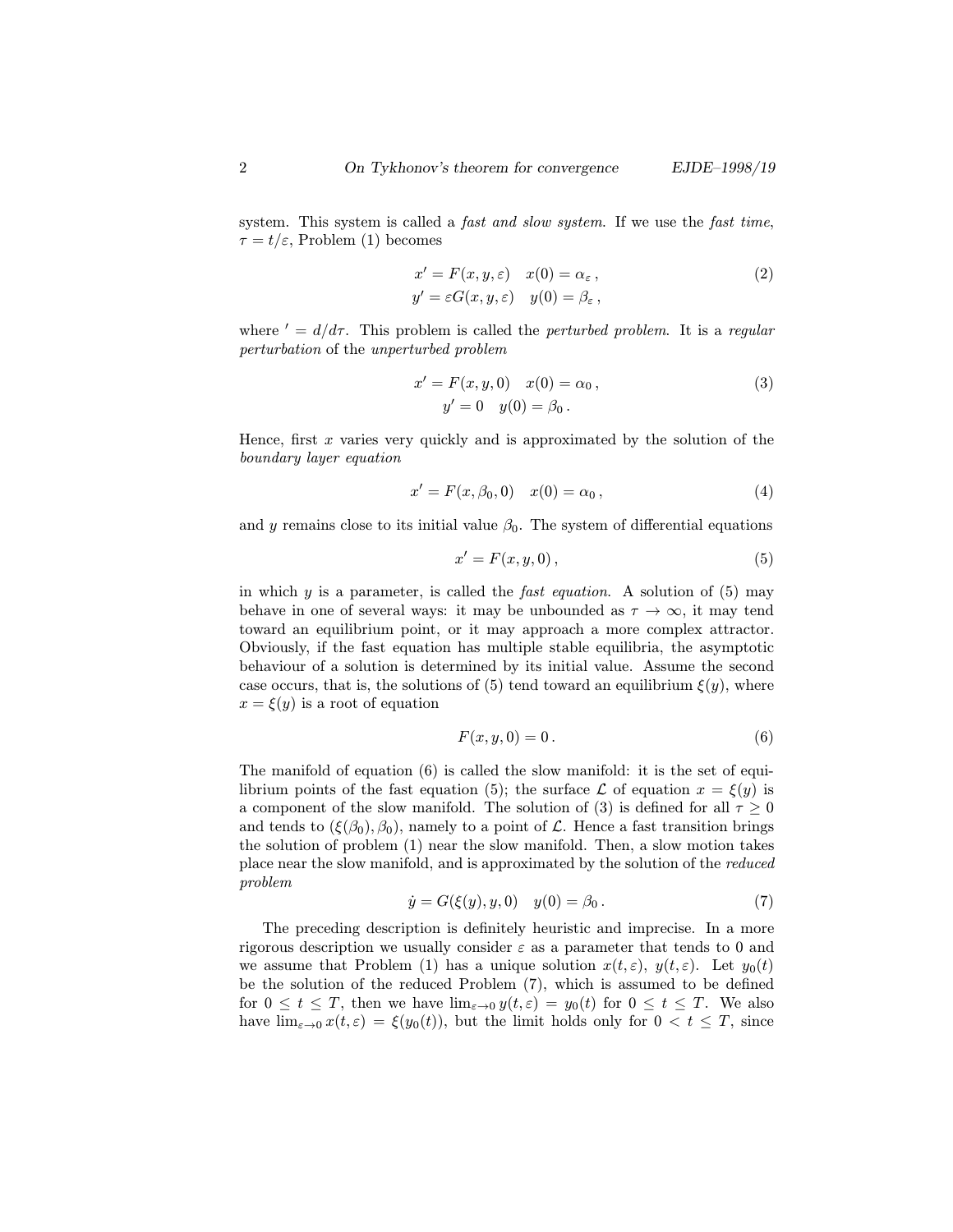system. This system is called a *fast and slow system*. If we use the *fast time*, $\tau = t/\varepsilon$, Problem (1) becomes

$$
\begin{aligned}
x' &= F(x, y, \varepsilon) \quad x(0) = \alpha_\varepsilon \,, \\
y' &= \varepsilon G(x, y, \varepsilon) \quad y(0) = \beta_\varepsilon \,,
\end{aligned}
\tag{2}
$$

where $' = d/d\tau$. This problem is called the *perturbed problem*. It is a *regular perturbation* of the *unperturbed problem*

$$
\begin{aligned}
x' &= F(x, y, 0) \quad x(0) = \alpha_0 \,, \\
y' &= 0 \quad y(0) = \beta_0 \,.
\end{aligned}
\tag{3}
$$

Hence, first $x$ varies very quickly and is approximated by the solution of the *boundary layer equation*

$$
x' = F(x, \beta_0, 0) \quad x(0) = \alpha_0 \,, \tag{4}
$$

and $y$ remains close to its initial value $\beta_0$. The system of differential equations

$$
x' = F(x, y, 0) \,, \tag{5}
$$

in which $y$ is a parameter, is called the *fast equation*. A solution of (5) may behave in one of several ways: it may be unbounded as $\tau \to \infty$, it may tend toward an equilibrium point, or it may approach a more complex attractor. Obviously, if the fast equation has multiple stable equilibria, the asymptotic behaviour of a solution is determined by its initial value. Assume the second case occurs, that is, the solutions of (5) tend toward an equilibrium $\xi(y)$, where $x = \xi(y)$ is a root of equation

$$
F(x, y, 0) = 0 \,. \tag{6}
$$

The manifold of equation (6) is called the slow manifold: it is the set of equilibrium points of the fast equation (5); the surface $\mathcal{L}$ of equation $x = \xi(y)$ is a component of the slow manifold. The solution of (3) is defined for all $\tau \geq 0$ and tends to $(\xi(\beta_0), \beta_0)$, namely to a point of $\mathcal{L}$. Hence a fast transition brings the solution of problem (1) near the slow manifold. Then, a slow motion takes place near the slow manifold, and is approximated by the solution of the *reduced problem*

$$
\dot{y} = G(\xi(y), y, 0) \quad y(0) = \beta_0 \,. \tag{7}
$$

The preceding description is definitely heuristic and imprecise. In a more rigorous description we usually consider $\varepsilon$ as a parameter that tends to 0 and we assume that Problem (1) has a unique solution $x(t, \varepsilon)$, $y(t, \varepsilon)$. Let $y_0(t)$ be the solution of the reduced Problem (7), which is assumed to be defined for $0 \leq t \leq T$, then we have $\lim_{\varepsilon \to 0} y(t, \varepsilon) = y_0(t)$ for $0 \leq t \leq T$. We also have $\lim_{\varepsilon \to 0} x(t, \varepsilon) = \xi(y_0(t))$, but the limit holds only for $0 < t \leq T$, since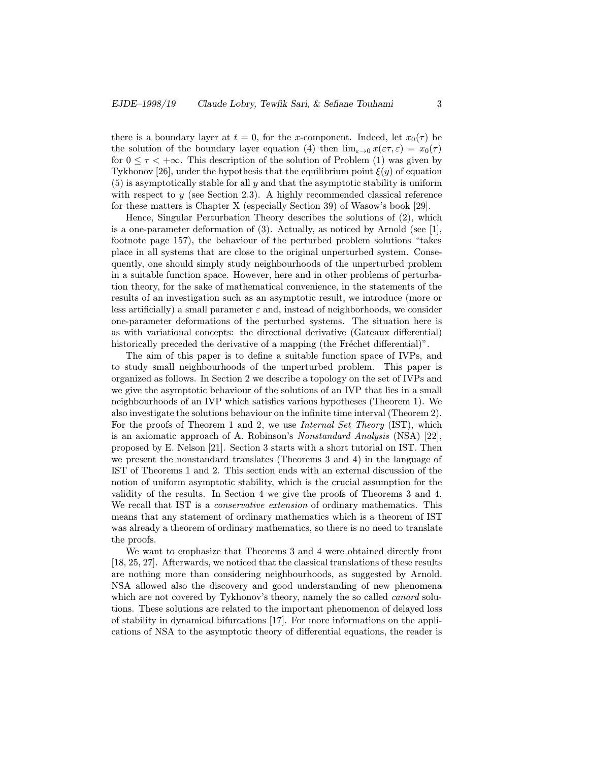there is a boundary layer at $t = 0$, for the $x$-component. Indeed, let $x_0(\tau)$ be the solution of the boundary layer equation (4) then $\lim_{\varepsilon\to 0} x(\varepsilon\tau, \varepsilon) = x_0(\tau)$ for $0 \leq \tau < +\infty$. This description of the solution of Problem (1) was given by Tykhonov [26], under the hypothesis that the equilibrium point $\xi(y)$ of equation (5) is asymptotically stable for all $y$ and that the asymptotic stability is uniform with respect to $y$ (see Section 2.3). A highly recommended classical reference for these matters is Chapter X (especially Section 39) of Wasow's book [29].

Hence, Singular Perturbation Theory describes the solutions of (2), which is a one-parameter deformation of (3). Actually, as noticed by Arnold (see [1], footnote page 157), the behaviour of the perturbed problem solutions "takes place in all systems that are close to the original unperturbed system. Consequently, one should simply study neighbourhoods of the unperturbed problem in a suitable function space. However, here and in other problems of perturbation theory, for the sake of mathematical convenience, in the statements of the results of an investigation such as an asymptotic result, we introduce (more or less artificially) a small parameter $\varepsilon$ and, instead of neighborhoods, we consider one-parameter deformations of the perturbed systems. The situation here is as with variational concepts: the directional derivative (Gateaux differential) historically preceded the derivative of a mapping (the Fréchet differential)".

The aim of this paper is to define a suitable function space of IVPs, and to study small neighbourhoods of the unperturbed problem. This paper is organized as follows. In Section 2 we describe a topology on the set of IVPs and we give the asymptotic behaviour of the solutions of an IVP that lies in a small neighbourhoods of an IVP which satisfies various hypotheses (Theorem 1). We also investigate the solutions behaviour on the infinite time interval (Theorem 2). For the proofs of Theorem 1 and 2, we use *Internal Set Theory* (IST), which is an axiomatic approach of A. Robinson's *Nonstandard Analysis* (NSA) [22], proposed by E. Nelson [21]. Section 3 starts with a short tutorial on IST. Then we present the nonstandard translates (Theorems 3 and 4) in the language of IST of Theorems 1 and 2. This section ends with an external discussion of the notion of uniform asymptotic stability, which is the crucial assumption for the validity of the results. In Section 4 we give the proofs of Theorems 3 and 4. We recall that IST is a *conservative extension* of ordinary mathematics. This means that any statement of ordinary mathematics which is a theorem of IST was already a theorem of ordinary mathematics, so there is no need to translate the proofs.

We want to emphasize that Theorems 3 and 4 were obtained directly from [18, 25, 27]. Afterwards, we noticed that the classical translations of these results are nothing more than considering neighbourhoods, as suggested by Arnold. NSA allowed also the discovery and good understanding of new phenomena which are not covered by Tykhonov's theory, namely the so called *canard* solutions. These solutions are related to the important phenomenon of delayed loss of stability in dynamical bifurcations [17]. For more informations on the applications of NSA to the asymptotic theory of differential equations, the reader is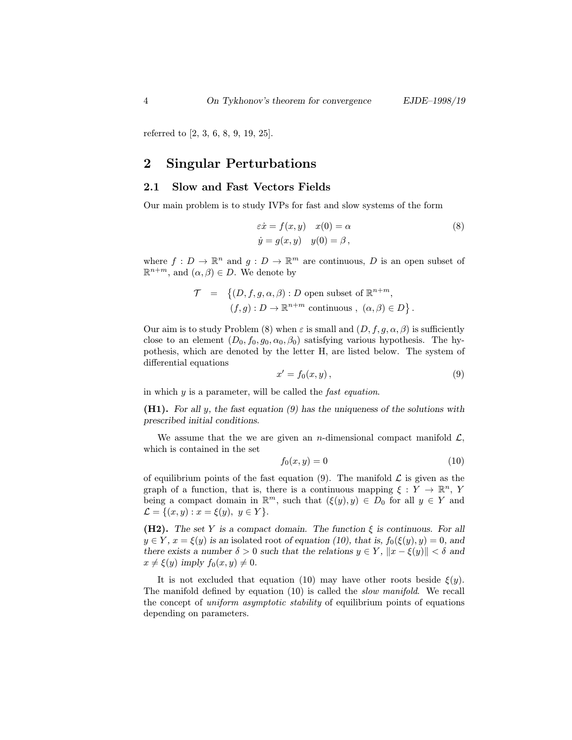referred to [2, 3, 6, 8, 9, 19, 25].

# 2 Singular Perturbations

## 2.1 Slow and Fast Vectors Fields

Our main problem is to study IVPs for fast and slow systems of the form

$$\begin{aligned} \varepsilon\dot{x} &= f(x,y) \quad x(0)=\alpha \\ \dot{y} &= g(x,y) \quad y(0)=\beta\,, \end{aligned} \tag{8}$$

where $f : D \to \mathbb{R}^n$ and $g : D \to \mathbb{R}^m$ are continuous, $D$ is an open subset of $\mathbb{R}^{n+m}$, and $(\alpha,\beta) \in D$. We denote by

$$\begin{aligned} \mathcal{T} \;=\; \big\{&(D,f,g,\alpha,\beta) : D \text{ open subset of } \mathbb{R}^{n+m}, \\ &(f,g) : D \to \mathbb{R}^{n+m} \text{ continuous },\ (\alpha,\beta) \in D\big\}\,. \end{aligned}$$

Our aim is to study Problem (8) when $\varepsilon$ is small and $(D,f,g,\alpha,\beta)$ is sufficiently close to an element $(D_0,f_0,g_0,\alpha_0,\beta_0)$ satisfying various hypothesis. The hypothesis, which are denoted by the letter H, are listed below. The system of differential equations

$$x' = f_0(x,y)\,, \tag{9}$$

in which $y$ is a parameter, will be called the *fast equation*.

**(H1).** *For all $y$, the fast equation (9) has the uniqueness of the solutions with prescribed initial conditions.*

We assume that the we are given an $n$-dimensional compact manifold $\mathcal{L}$, which is contained in the set

$$f_0(x,y) = 0 \tag{10}$$

of equilibrium points of the fast equation (9). The manifold $\mathcal{L}$ is given as the graph of a function, that is, there is a continuous mapping $\xi : Y \to \mathbb{R}^n$, $Y$ being a compact domain in $\mathbb{R}^m$, such that $(\xi(y), y) \in D_0$ for all $y \in Y$ and $\mathcal{L} = \{(x,y) : x = \xi(y),\ y \in Y\}$.

**(H2).** *The set $Y$ is a compact domain. The function $\xi$ is continuous. For all $y \in Y$, $x = \xi(y)$ is an* isolated root *of equation (10), that is, $f_0(\xi(y),y) = 0$, and there exists a number $\delta > 0$ such that the relations $y \in Y$, $\|x - \xi(y)\| < \delta$ and $x \neq \xi(y)$ imply $f_0(x,y) \neq 0$.*

It is not excluded that equation (10) may have other roots beside $\xi(y)$. The manifold defined by equation (10) is called the *slow manifold*. We recall the concept of *uniform asymptotic stability* of equilibrium points of equations depending on parameters.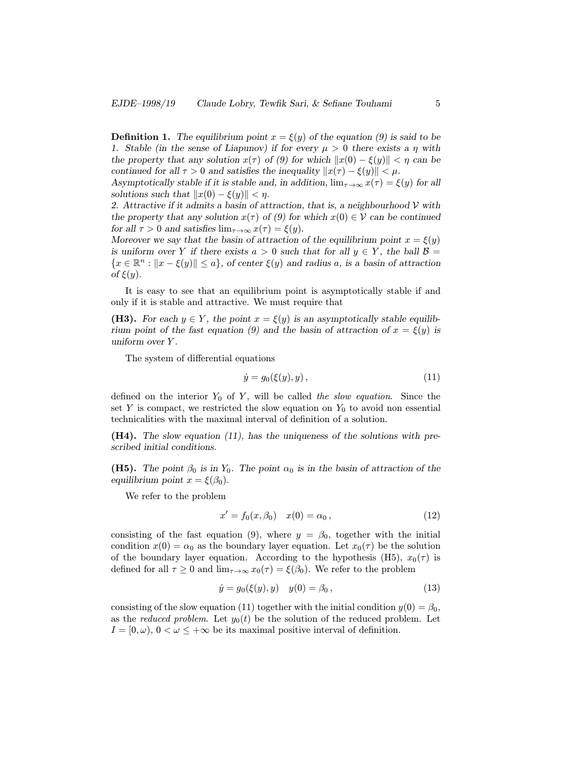**Definition 1.** *The equilibrium point $x = \xi(y)$ of the equation (9) is said to be*
*1. Stable (in the sense of Liapunov) if for every $\mu > 0$ there exists a $\eta$ with the property that any solution $x(\tau)$ of (9) for which $\|x(0) - \xi(y)\| < \eta$ can be continued for all $\tau > 0$ and satisfies the inequality $\|x(\tau) - \xi(y)\| < \mu$.*
*Asymptotically stable if it is stable and, in addition, $\lim_{\tau\to\infty} x(\tau) = \xi(y)$ for all solutions such that $\|x(0) - \xi(y)\| < \eta$.*
*2. Attractive if it admits a basin of attraction, that is, a neighbourhood $\mathcal{V}$ with the property that any solution $x(\tau)$ of (9) for which $x(0) \in \mathcal{V}$ can be continued for all $\tau > 0$ and satisfies $\lim_{\tau\to\infty} x(\tau) = \xi(y)$.*
*Moreover we say that the basin of attraction of the equilibrium point $x = \xi(y)$ is uniform over $Y$ if there exists $a > 0$ such that for all $y \in Y$, the ball $\mathcal{B} = \{x \in \mathbb{R}^n : \|x - \xi(y)\| \leq a\}$, of center $\xi(y)$ and radius $a$, is a basin of attraction of $\xi(y)$.*

It is easy to see that an equilibrium point is asymptotically stable if and only if it is stable and attractive. We must require that

**(H3).** *For each $y \in Y$, the point $x = \xi(y)$ is an asymptotically stable equilibrium point of the fast equation (9) and the basin of attraction of $x = \xi(y)$ is uniform over $Y$.*

The system of differential equations

$$\dot{y} = g_0(\xi(y), y)\,, \tag{11}$$

defined on the interior $Y_0$ of $Y$, will be called *the slow equation*. Since the set $Y$ is compact, we restricted the slow equation on $Y_0$ to avoid non essential technicalities with the maximal interval of definition of a solution.

**(H4).** *The slow equation (11), has the uniqueness of the solutions with prescribed initial conditions.*

**(H5).** *The point $\beta_0$ is in $Y_0$. The point $\alpha_0$ is in the basin of attraction of the equilibrium point $x = \xi(\beta_0)$.*

We refer to the problem

$$x' = f_0(x, \beta_0) \quad x(0) = \alpha_0\,, \tag{12}$$

consisting of the fast equation (9), where $y = \beta_0$, together with the initial condition $x(0) = \alpha_0$ as the boundary layer equation. Let $x_0(\tau)$ be the solution of the boundary layer equation. According to the hypothesis (H5), $x_0(\tau)$ is defined for all $\tau \geq 0$ and $\lim_{\tau\to\infty} x_0(\tau) = \xi(\beta_0)$. We refer to the problem

$$\dot{y} = g_0(\xi(y), y) \quad y(0) = \beta_0\,, \tag{13}$$

consisting of the slow equation (11) together with the initial condition $y(0) = \beta_0$, as the *reduced problem*. Let $y_0(t)$ be the solution of the reduced problem. Let $I = [0, \omega)$, $0 < \omega \leq +\infty$ be its maximal positive interval of definition.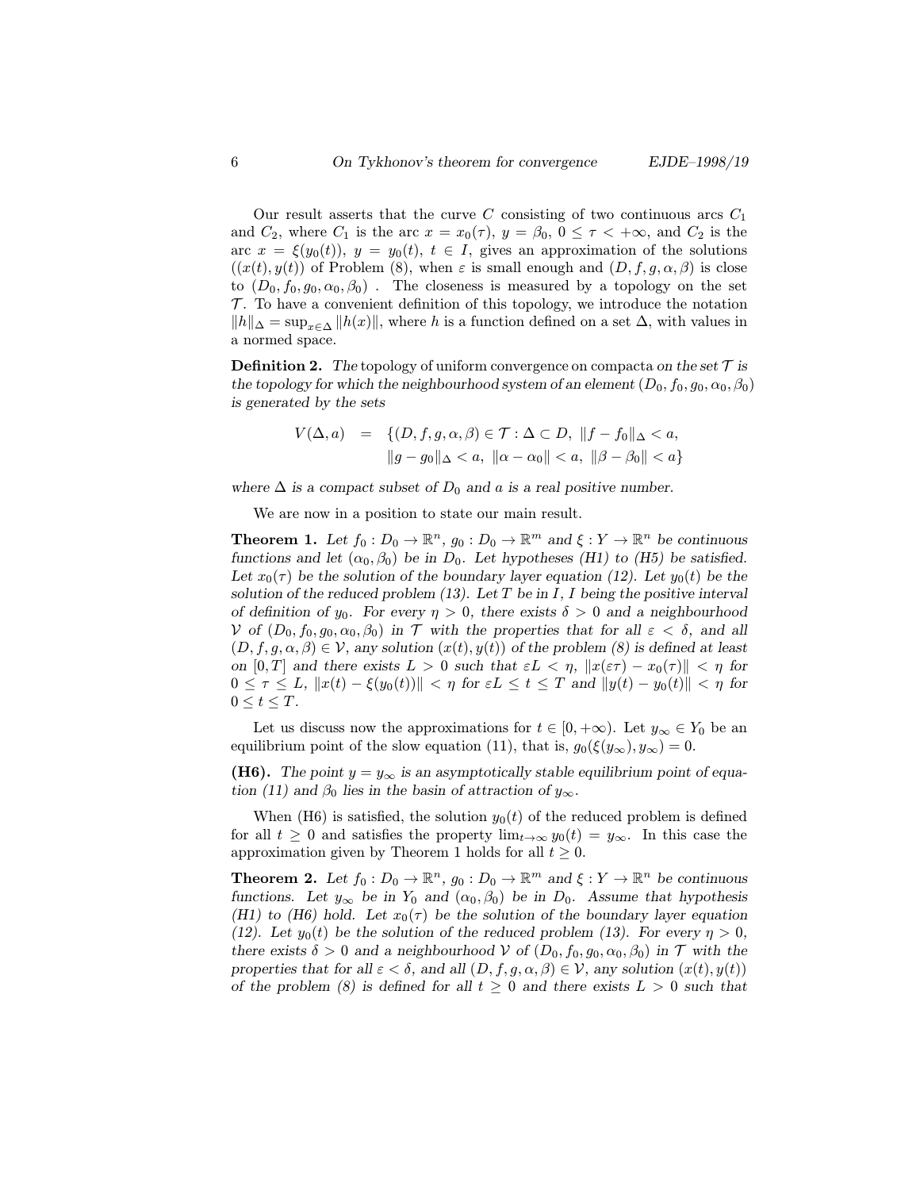Our result asserts that the curve $C$ consisting of two continuous arcs $C_1$ and $C_2$, where $C_1$ is the arc $x = x_0(\tau)$, $y = \beta_0$, $0 \leq \tau < +\infty$, and $C_2$ is the arc $x = \xi(y_0(t))$, $y = y_0(t)$, $t \in I$, gives an approximation of the solutions $((x(t), y(t))$ of Problem (8), when $\varepsilon$ is small enough and $(D, f, g, \alpha, \beta)$ is close to $(D_0, f_0, g_0, \alpha_0, \beta_0)$ . The closeness is measured by a topology on the set $\mathcal{T}$. To have a convenient definition of this topology, we introduce the notation $\|h\|_\Delta = \sup_{x\in\Delta} \|h(x)\|$, where $h$ is a function defined on a set $\Delta$, with values in a normed space.

**Definition 2.** *The* topology of uniform convergence on compacta *on the set $\mathcal{T}$ is the topology for which the neighbourhood system of an element $(D_0, f_0, g_0, \alpha_0, \beta_0)$ is generated by the sets*

$$
\begin{aligned}
V(\Delta, a) \;\; = \;\; & \{(D, f, g, \alpha, \beta) \in \mathcal{T} : \Delta \subset D,\ \|f - f_0\|_\Delta < a, \\
& \|g - g_0\|_\Delta < a,\ \|\alpha - \alpha_0\| < a,\ \|\beta - \beta_0\| < a\}
\end{aligned}
$$

*where $\Delta$ is a compact subset of $D_0$ and $a$ is a real positive number.*

We are now in a position to state our main result.

**Theorem 1.** *Let $f_0 : D_0 \to \mathbb{R}^n$, $g_0 : D_0 \to \mathbb{R}^m$ and $\xi : Y \to \mathbb{R}^n$ be continuous functions and let $(\alpha_0, \beta_0)$ be in $D_0$. Let hypotheses (H1) to (H5) be satisfied. Let $x_0(\tau)$ be the solution of the boundary layer equation (12). Let $y_0(t)$ be the solution of the reduced problem (13). Let $T$ be in $I$, $I$ being the positive interval of definition of $y_0$. For every $\eta > 0$, there exists $\delta > 0$ and a neighbourhood $\mathcal{V}$ of $(D_0, f_0, g_0, \alpha_0, \beta_0)$ in $\mathcal{T}$ with the properties that for all $\varepsilon < \delta$, and all $(D, f, g, \alpha, \beta) \in \mathcal{V}$, any solution $(x(t), y(t))$ of the problem (8) is defined at least on $[0, T]$ and there exists $L > 0$ such that $\varepsilon L < \eta$, $\|x(\varepsilon\tau) - x_0(\tau)\| < \eta$ for $0 \leq \tau \leq L$, $\|x(t) - \xi(y_0(t))\| < \eta$ for $\varepsilon L \leq t \leq T$ and $\|y(t) - y_0(t)\| < \eta$ for $0 \leq t \leq T$.*

Let us discuss now the approximations for $t \in [0, +\infty)$. Let $y_\infty \in Y_0$ be an equilibrium point of the slow equation (11), that is, $g_0(\xi(y_\infty), y_\infty) = 0$.

**(H6).** *The point $y = y_\infty$ is an asymptotically stable equilibrium point of equation (11) and $\beta_0$ lies in the basin of attraction of $y_\infty$.*

When (H6) is satisfied, the solution $y_0(t)$ of the reduced problem is defined for all $t \geq 0$ and satisfies the property $\lim_{t\to\infty} y_0(t) = y_\infty$. In this case the approximation given by Theorem 1 holds for all $t \geq 0$.

**Theorem 2.** *Let $f_0 : D_0 \to \mathbb{R}^n$, $g_0 : D_0 \to \mathbb{R}^m$ and $\xi : Y \to \mathbb{R}^n$ be continuous functions. Let $y_\infty$ be in $Y_0$ and $(\alpha_0, \beta_0)$ be in $D_0$. Assume that hypothesis (H1) to (H6) hold. Let $x_0(\tau)$ be the solution of the boundary layer equation (12). Let $y_0(t)$ be the solution of the reduced problem (13). For every $\eta > 0$, there exists $\delta > 0$ and a neighbourhood $\mathcal{V}$ of $(D_0, f_0, g_0, \alpha_0, \beta_0)$ in $\mathcal{T}$ with the properties that for all $\varepsilon < \delta$, and all $(D, f, g, \alpha, \beta) \in \mathcal{V}$, any solution $(x(t), y(t))$ of the problem (8) is defined for all $t \geq 0$ and there exists $L > 0$ such that*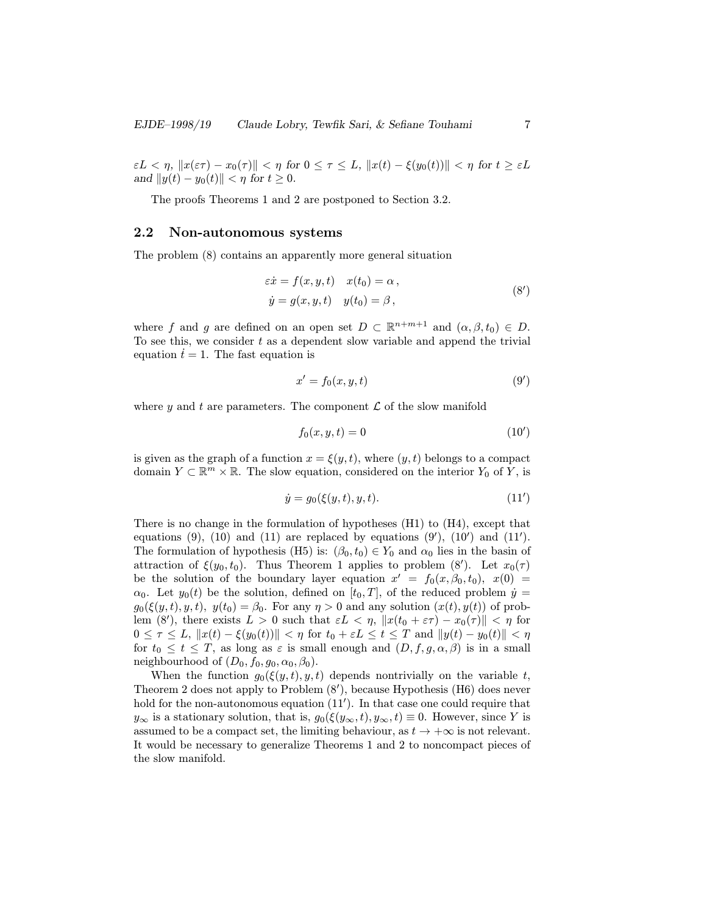$\varepsilon L < \eta$, $\|x(\varepsilon\tau) - x_0(\tau)\| < \eta$ for $0 \le \tau \le L$, $\|x(t) - \xi(y_0(t))\| < \eta$ for $t \ge \varepsilon L$ and $\|y(t) - y_0(t)\| < \eta$ for $t \ge 0$.*

The proofs Theorems 1 and 2 are postponed to Section 3.2.

## 2.2 Non-autonomous systems

The problem (8) contains an apparently more general situation

$$\begin{aligned} \varepsilon\dot{x} &= f(x,y,t) \quad x(t_0) = \alpha\,, \\ \dot{y} &= g(x,y,t) \quad y(t_0) = \beta\,, \end{aligned} \tag{8'}$$

where $f$ and $g$ are defined on an open set $D \subset \mathbb{R}^{n+m+1}$ and $(\alpha, \beta, t_0) \in D$. To see this, we consider $t$ as a dependent slow variable and append the trivial equation $\dot{t} = 1$. The fast equation is

$$x' = f_0(x,y,t) \tag{9'}$$

where $y$ and $t$ are parameters. The component $\mathcal{L}$ of the slow manifold

$$f_0(x,y,t) = 0 \tag{10'}$$

is given as the graph of a function $x = \xi(y,t)$, where $(y,t)$ belongs to a compact domain $Y \subset \mathbb{R}^m \times \mathbb{R}$. The slow equation, considered on the interior $Y_0$ of $Y$, is

$$\dot{y} = g_0(\xi(y,t), y, t). \tag{11'}$$

There is no change in the formulation of hypotheses (H1) to (H4), except that equations (9), (10) and (11) are replaced by equations (9′), (10′) and (11′). The formulation of hypothesis (H5) is: $(\beta_0, t_0) \in Y_0$ and $\alpha_0$ lies in the basin of attraction of $\xi(y_0, t_0)$. Thus Theorem 1 applies to problem (8′). Let $x_0(\tau)$ be the solution of the boundary layer equation $x' = f_0(x, \beta_0, t_0)$, $x(0) = \alpha_0$. Let $y_0(t)$ be the solution, defined on $[t_0, T]$, of the reduced problem $\dot{y} = g_0(\xi(y,t), y, t)$, $y(t_0) = \beta_0$. For any $\eta > 0$ and any solution $(x(t), y(t))$ of problem (8′), there exists $L > 0$ such that $\varepsilon L < \eta$, $\|x(t_0 + \varepsilon\tau) - x_0(\tau)\| < \eta$ for $0 \le \tau \le L$, $\|x(t) - \xi(y_0(t))\| < \eta$ for $t_0 + \varepsilon L \le t \le T$ and $\|y(t) - y_0(t)\| < \eta$ for $t_0 \le t \le T$, as long as $\varepsilon$ is small enough and $(D, f, g, \alpha, \beta)$ is in a small neighbourhood of $(D_0, f_0, g_0, \alpha_0, \beta_0)$.

When the function $g_0(\xi(y,t), y, t)$ depends nontrivially on the variable $t$, Theorem 2 does not apply to Problem (8′), because Hypothesis (H6) does never hold for the non-autonomous equation (11′). In that case one could require that $y_\infty$ is a stationary solution, that is, $g_0(\xi(y_\infty, t), y_\infty, t) \equiv 0$. However, since $Y$ is assumed to be a compact set, the limiting behaviour, as $t \to +\infty$ is not relevant. It would be necessary to generalize Theorems 1 and 2 to noncompact pieces of the slow manifold.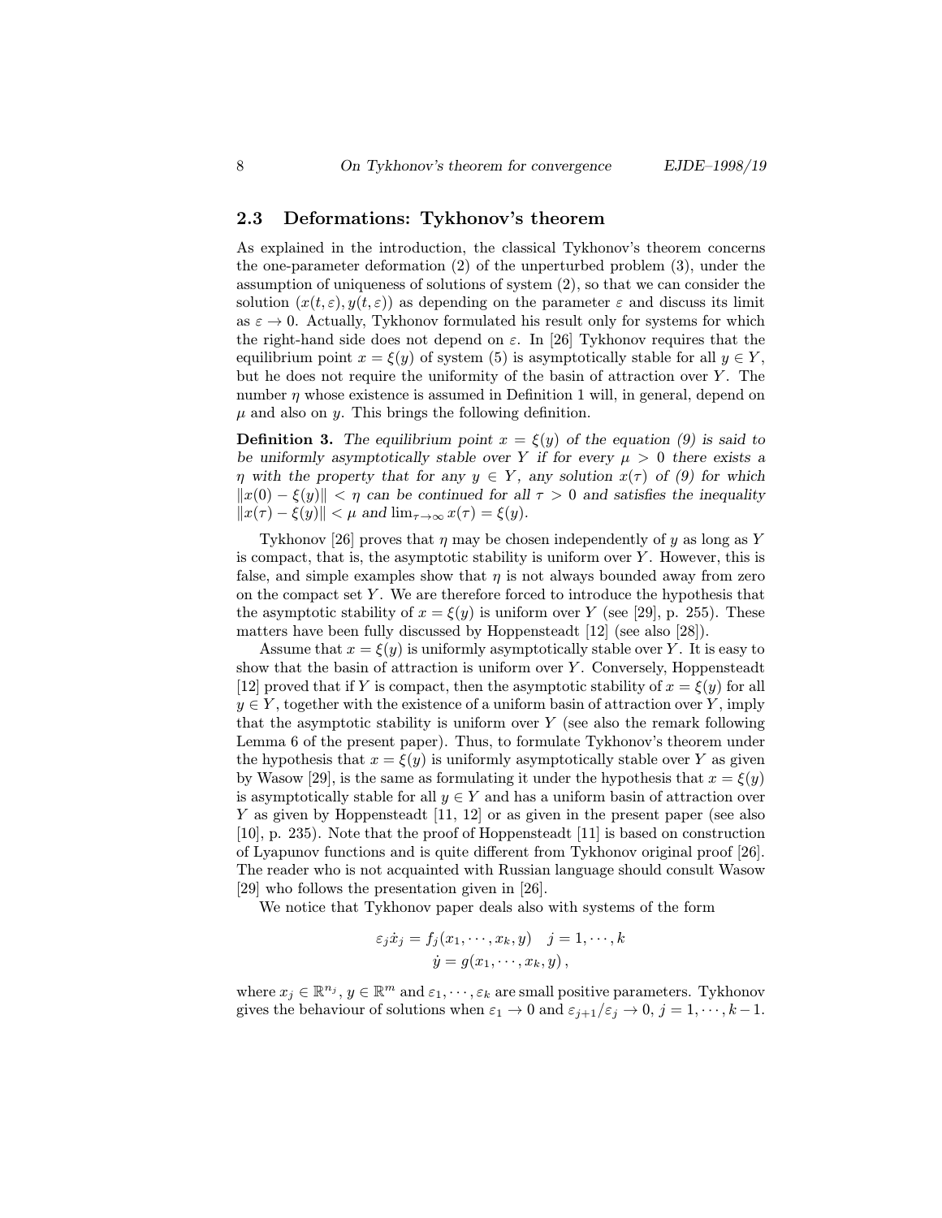### 2.3 Deformations: Tykhonov's theorem

As explained in the introduction, the classical Tykhonov's theorem concerns the one-parameter deformation (2) of the unperturbed problem (3), under the assumption of uniqueness of solutions of system (2), so that we can consider the solution $(x(t,\varepsilon), y(t,\varepsilon))$ as depending on the parameter $\varepsilon$ and discuss its limit as $\varepsilon \to 0$. Actually, Tykhonov formulated his result only for systems for which the right-hand side does not depend on $\varepsilon$. In [26] Tykhonov requires that the equilibrium point $x = \xi(y)$ of system (5) is asymptotically stable for all $y \in Y$, but he does not require the uniformity of the basin of attraction over $Y$. The number $\eta$ whose existence is assumed in Definition 1 will, in general, depend on $\mu$ and also on $y$. This brings the following definition.

**Definition 3.** *The equilibrium point $x = \xi(y)$ of the equation (9) is said to be uniformly asymptotically stable over $Y$ if for every $\mu > 0$ there exists a $\eta$ with the property that for any $y \in Y$, any solution $x(\tau)$ of (9) for which $\|x(0) - \xi(y)\| < \eta$ can be continued for all $\tau > 0$ and satisfies the inequality $\|x(\tau) - \xi(y)\| < \mu$ and $\lim_{\tau\to\infty} x(\tau) = \xi(y)$.*

Tykhonov [26] proves that $\eta$ may be chosen independently of $y$ as long as $Y$ is compact, that is, the asymptotic stability is uniform over $Y$. However, this is false, and simple examples show that $\eta$ is not always bounded away from zero on the compact set $Y$. We are therefore forced to introduce the hypothesis that the asymptotic stability of $x = \xi(y)$ is uniform over $Y$ (see [29], p. 255). These matters have been fully discussed by Hoppensteadt [12] (see also [28]).

Assume that $x = \xi(y)$ is uniformly asymptotically stable over $Y$. It is easy to show that the basin of attraction is uniform over $Y$. Conversely, Hoppensteadt [12] proved that if $Y$ is compact, then the asymptotic stability of $x = \xi(y)$ for all $y \in Y$, together with the existence of a uniform basin of attraction over $Y$, imply that the asymptotic stability is uniform over $Y$ (see also the remark following Lemma 6 of the present paper). Thus, to formulate Tykhonov's theorem under the hypothesis that $x = \xi(y)$ is uniformly asymptotically stable over $Y$ as given by Wasow [29], is the same as formulating it under the hypothesis that $x = \xi(y)$ is asymptotically stable for all $y \in Y$ and has a uniform basin of attraction over $Y$ as given by Hoppensteadt [11, 12] or as given in the present paper (see also [10], p. 235). Note that the proof of Hoppensteadt [11] is based on construction of Lyapunov functions and is quite different from Tykhonov original proof [26]. The reader who is not acquainted with Russian language should consult Wasow [29] who follows the presentation given in [26].

We notice that Tykhonov paper deals also with systems of the form

$$
\begin{aligned}
\varepsilon_j \dot{x}_j &= f_j(x_1, \cdots, x_k, y) \quad j = 1, \cdots, k \\
\dot{y} &= g(x_1, \cdots, x_k, y),
\end{aligned}
$$

where $x_j \in \mathbb{R}^{n_j}$, $y \in \mathbb{R}^m$ and $\varepsilon_1, \cdots, \varepsilon_k$ are small positive parameters. Tykhonov gives the behaviour of solutions when $\varepsilon_1 \to 0$ and $\varepsilon_{j+1}/\varepsilon_j \to 0$, $j = 1, \cdots, k-1$.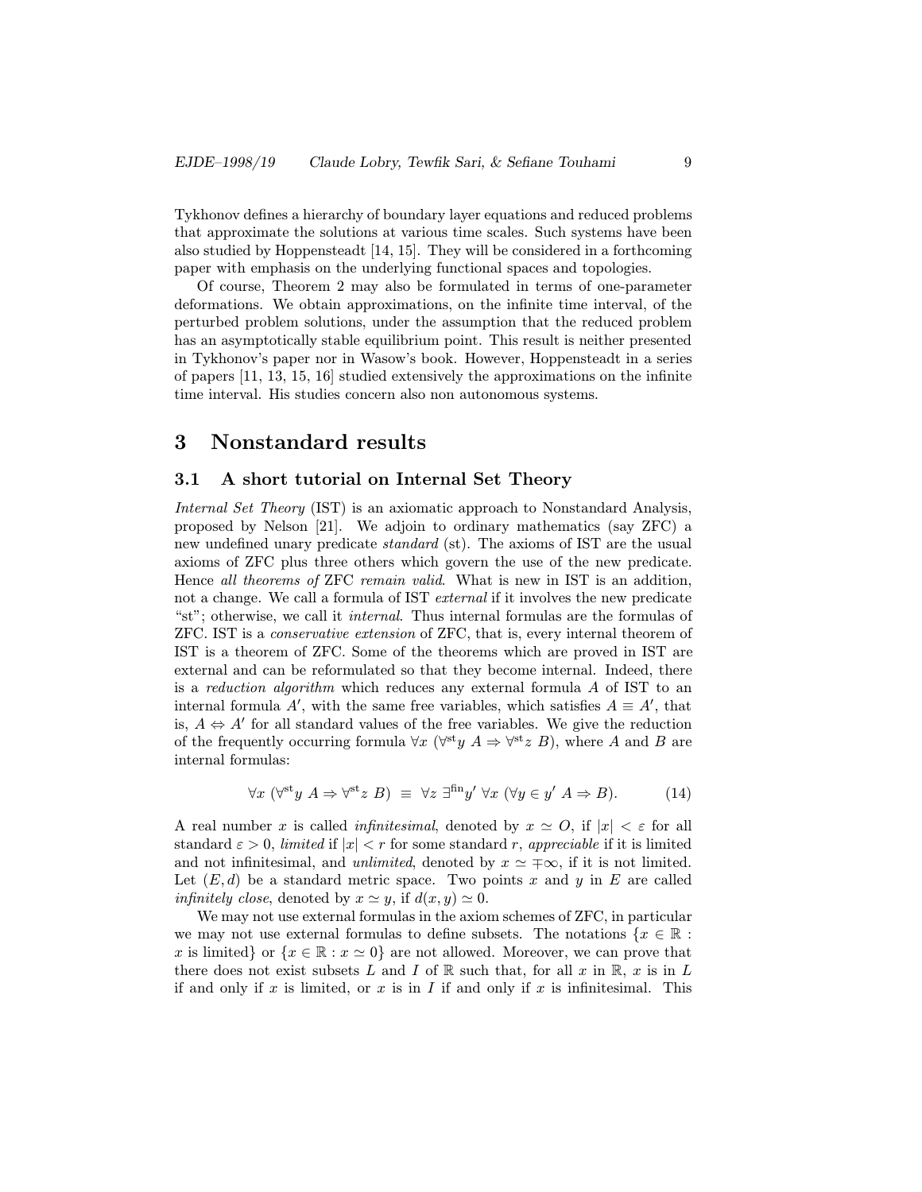Tykhonov defines a hierarchy of boundary layer equations and reduced problems that approximate the solutions at various time scales. Such systems have been also studied by Hoppensteadt [14, 15]. They will be considered in a forthcoming paper with emphasis on the underlying functional spaces and topologies.

Of course, Theorem 2 may also be formulated in terms of one-parameter deformations. We obtain approximations, on the infinite time interval, of the perturbed problem solutions, under the assumption that the reduced problem has an asymptotically stable equilibrium point. This result is neither presented in Tykhonov's paper nor in Wasow's book. However, Hoppensteadt in a series of papers [11, 13, 15, 16] studied extensively the approximations on the infinite time interval. His studies concern also non autonomous systems.

# 3 Nonstandard results

## 3.1 A short tutorial on Internal Set Theory

*Internal Set Theory* (IST) is an axiomatic approach to Nonstandard Analysis, proposed by Nelson [21]. We adjoin to ordinary mathematics (say ZFC) a new undefined unary predicate *standard* (st). The axioms of IST are the usual axioms of ZFC plus three others which govern the use of the new predicate. Hence *all theorems of* ZFC *remain valid*. What is new in IST is an addition, not a change. We call a formula of IST *external* if it involves the new predicate "st"; otherwise, we call it *internal*. Thus internal formulas are the formulas of ZFC. IST is a *conservative extension* of ZFC, that is, every internal theorem of IST is a theorem of ZFC. Some of the theorems which are proved in IST are external and can be reformulated so that they become internal. Indeed, there is a *reduction algorithm* which reduces any external formula $A$ of IST to an internal formula $A'$, with the same free variables, which satisfies $A \equiv A'$, that is, $A \Leftrightarrow A'$ for all standard values of the free variables. We give the reduction of the frequently occurring formula $\forall x \; (\forall^{\text{st}} y \; A \Rightarrow \forall^{\text{st}} z \; B)$, where $A$ and $B$ are internal formulas:

$$\forall x \; (\forall^{\text{st}} y \; A \Rightarrow \forall^{\text{st}} z \; B) \;\equiv\; \forall z \; \exists^{\text{fin}} y' \; \forall x \; (\forall y \in y' \; A \Rightarrow B). \tag{14}$$

A real number $x$ is called *infinitesimal*, denoted by $x \simeq O$, if $|x| < \varepsilon$ for all standard $\varepsilon > 0$, *limited* if $|x| < r$ for some standard $r$, *appreciable* if it is limited and not infinitesimal, and *unlimited*, denoted by $x \simeq \mp\infty$, if it is not limited. Let $(E, d)$ be a standard metric space. Two points $x$ and $y$ in $E$ are called *infinitely close*, denoted by $x \simeq y$, if $d(x, y) \simeq 0$.

We may not use external formulas in the axiom schemes of ZFC, in particular we may not use external formulas to define subsets. The notations $\{x \in \mathbb{R} : x \text{ is limited}\}$ or $\{x \in \mathbb{R} : x \simeq 0\}$ are not allowed. Moreover, we can prove that there does not exist subsets $L$ and $I$ of $\mathbb{R}$ such that, for all $x$ in $\mathbb{R}$, $x$ is in $L$ if and only if $x$ is limited, or $x$ is in $I$ if and only if $x$ is infinitesimal. This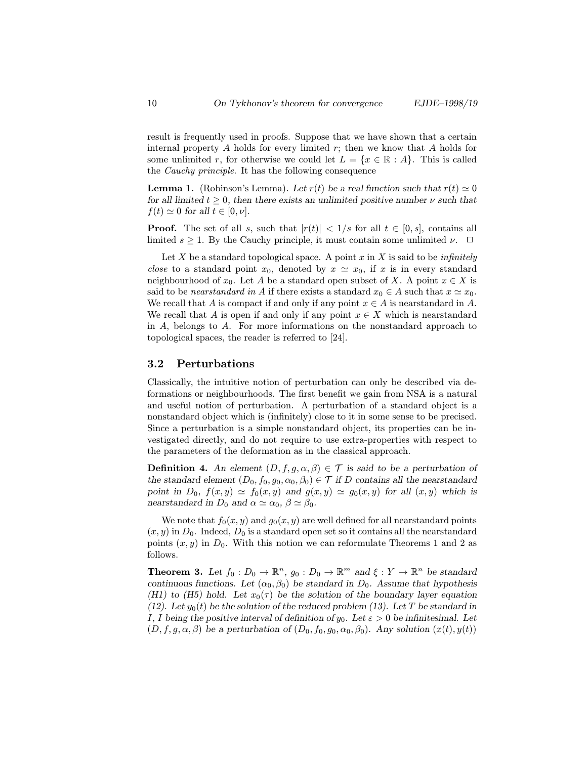result is frequently used in proofs. Suppose that we have shown that a certain internal property $A$ holds for every limited $r$; then we know that $A$ holds for some unlimited $r$, for otherwise we could let $L = \{x \in \mathbb{R} : A\}$. This is called the *Cauchy principle*. It has the following consequence

**Lemma 1.** (Robinson's Lemma). *Let $r(t)$ be a real function such that $r(t) \simeq 0$ for all limited $t \geq 0$, then there exists an unlimited positive number $\nu$ such that $f(t) \simeq 0$ for all $t \in [0, \nu]$.*

**Proof.** The set of all $s$, such that $|r(t)| < 1/s$ for all $t \in [0, s]$, contains all limited $s \geq 1$. By the Cauchy principle, it must contain some unlimited $\nu$. $\square$

Let $X$ be a standard topological space. A point $x$ in $X$ is said to be *infinitely close* to a standard point $x_0$, denoted by $x \simeq x_0$, if $x$ is in every standard neighbourhood of $x_0$. Let $A$ be a standard open subset of $X$. A point $x \in X$ is said to be *nearstandard in $A$* if there exists a standard $x_0 \in A$ such that $x \simeq x_0$. We recall that $A$ is compact if and only if any point $x \in A$ is nearstandard in $A$. We recall that $A$ is open if and only if any point $x \in X$ which is nearstandard in $A$, belongs to $A$. For more informations on the nonstandard approach to topological spaces, the reader is referred to [24].

### 3.2 Perturbations

Classically, the intuitive notion of perturbation can only be described via deformations or neighbourhoods. The first benefit we gain from NSA is a natural and useful notion of perturbation. A perturbation of a standard object is a nonstandard object which is (infinitely) close to it in some sense to be precised. Since a perturbation is a simple nonstandard object, its properties can be investigated directly, and do not require to use extra-properties with respect to the parameters of the deformation as in the classical approach.

**Definition 4.** *An element $(D, f, g, \alpha, \beta) \in \mathcal{T}$ is said to be a perturbation of the standard element $(D_0, f_0, g_0, \alpha_0, \beta_0) \in \mathcal{T}$ if $D$ contains all the nearstandard point in $D_0$, $f(x, y) \simeq f_0(x, y)$ and $g(x, y) \simeq g_0(x, y)$ for all $(x, y)$ which is nearstandard in $D_0$ and $\alpha \simeq \alpha_0$, $\beta \simeq \beta_0$.*

We note that $f_0(x, y)$ and $g_0(x, y)$ are well defined for all nearstandard points $(x, y)$ in $D_0$. Indeed, $D_0$ is a standard open set so it contains all the nearstandard points $(x, y)$ in $D_0$. With this notion we can reformulate Theorems 1 and 2 as follows.

**Theorem 3.** *Let $f_0 : D_0 \to \mathbb{R}^n$, $g_0 : D_0 \to \mathbb{R}^m$ and $\xi : Y \to \mathbb{R}^n$ be standard continuous functions. Let $(\alpha_0, \beta_0)$ be standard in $D_0$. Assume that hypothesis (H1) to (H5) hold. Let $x_0(\tau)$ be the solution of the boundary layer equation (12). Let $y_0(t)$ be the solution of the reduced problem (13). Let $T$ be standard in $I$, $I$ being the positive interval of definition of $y_0$. Let $\varepsilon > 0$ be infinitesimal. Let $(D, f, g, \alpha, \beta)$ be a perturbation of $(D_0, f_0, g_0, \alpha_0, \beta_0)$. Any solution $(x(t), y(t))$*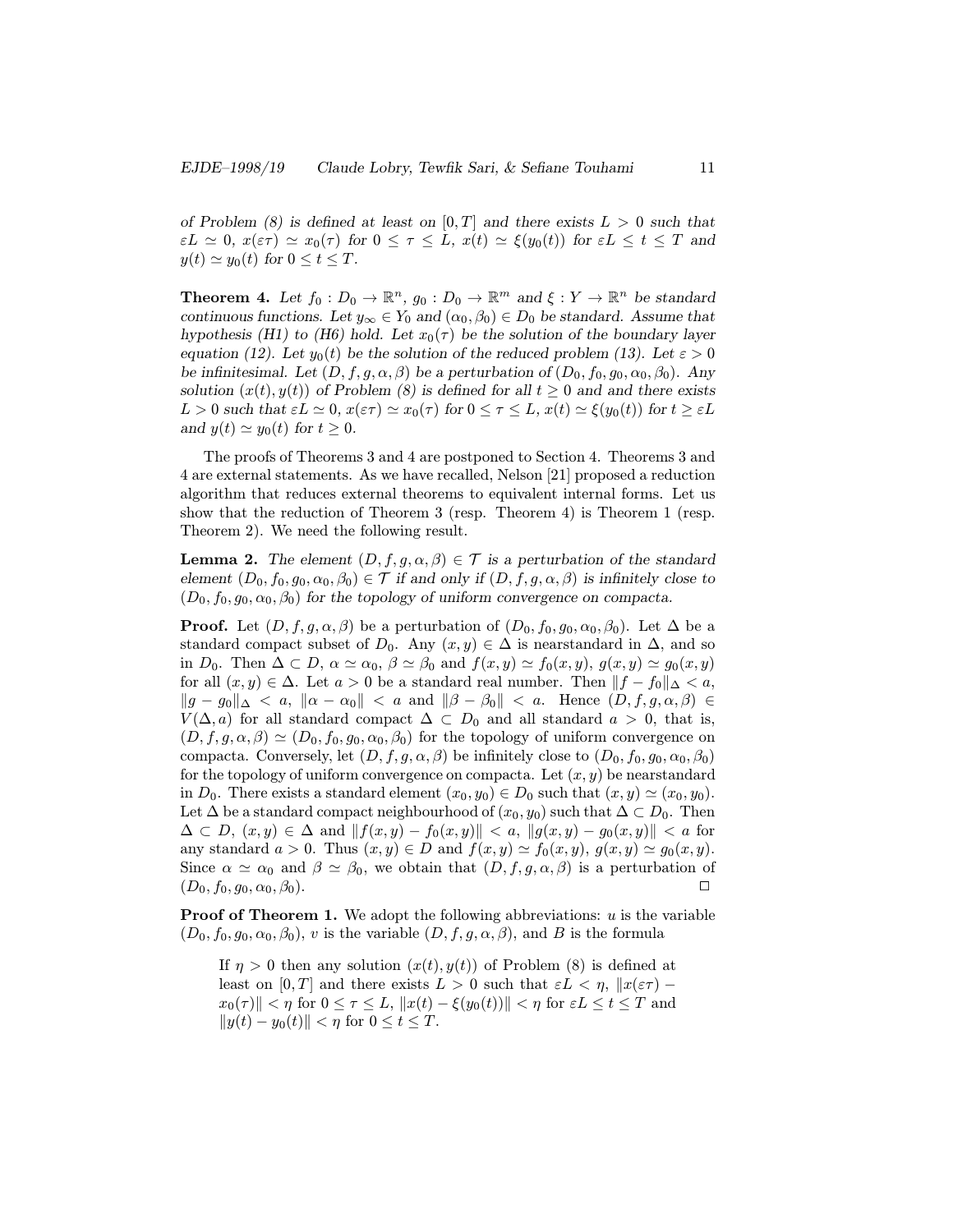*of Problem (8) is defined at least on $[0,T]$ and there exists $L > 0$ such that $\varepsilon L \simeq 0$, $x(\varepsilon\tau) \simeq x_0(\tau)$ for $0 \leq \tau \leq L$, $x(t) \simeq \xi(y_0(t))$ for $\varepsilon L \leq t \leq T$ and $y(t) \simeq y_0(t)$ for $0 \leq t \leq T$.*

**Theorem 4.** *Let $f_0 : D_0 \to \mathbb{R}^n$, $g_0 : D_0 \to \mathbb{R}^m$ and $\xi : Y \to \mathbb{R}^n$ be standard continuous functions. Let $y_\infty \in Y_0$ and $(\alpha_0, \beta_0) \in D_0$ be standard. Assume that hypothesis (H1) to (H6) hold. Let $x_0(\tau)$ be the solution of the boundary layer equation (12). Let $y_0(t)$ be the solution of the reduced problem (13). Let $\varepsilon > 0$ be infinitesimal. Let $(D, f, g, \alpha, \beta)$ be a perturbation of $(D_0, f_0, g_0, \alpha_0, \beta_0)$. Any solution $(x(t), y(t))$ of Problem (8) is defined for all $t \geq 0$ and and there exists $L > 0$ such that $\varepsilon L \simeq 0$, $x(\varepsilon\tau) \simeq x_0(\tau)$ for $0 \leq \tau \leq L$, $x(t) \simeq \xi(y_0(t))$ for $t \geq \varepsilon L$ and $y(t) \simeq y_0(t)$ for $t \geq 0$.*

The proofs of Theorems 3 and 4 are postponed to Section 4. Theorems 3 and 4 are external statements. As we have recalled, Nelson [21] proposed a reduction algorithm that reduces external theorems to equivalent internal forms. Let us show that the reduction of Theorem 3 (resp. Theorem 4) is Theorem 1 (resp. Theorem 2). We need the following result.

**Lemma 2.** *The element $(D, f, g, \alpha, \beta) \in \mathcal{T}$ is a perturbation of the standard element $(D_0, f_0, g_0, \alpha_0, \beta_0) \in \mathcal{T}$ if and only if $(D, f, g, \alpha, \beta)$ is infinitely close to $(D_0, f_0, g_0, \alpha_0, \beta_0)$ for the topology of uniform convergence on compacta.*

**Proof.** Let $(D, f, g, \alpha, \beta)$ be a perturbation of $(D_0, f_0, g_0, \alpha_0, \beta_0)$. Let $\Delta$ be a standard compact subset of $D_0$. Any $(x, y) \in \Delta$ is nearstandard in $\Delta$, and so in $D_0$. Then $\Delta \subset D$, $\alpha \simeq \alpha_0$, $\beta \simeq \beta_0$ and $f(x,y) \simeq f_0(x,y)$, $g(x,y) \simeq g_0(x,y)$ for all $(x,y) \in \Delta$. Let $a > 0$ be a standard real number. Then $\|f - f_0\|_\Delta < a$, $\|g - g_0\|_\Delta < a$, $\|\alpha - \alpha_0\| < a$ and $\|\beta - \beta_0\| < a$. Hence $(D, f, g, \alpha, \beta) \in V(\Delta, a)$ for all standard compact $\Delta \subset D_0$ and all standard $a > 0$, that is, $(D, f, g, \alpha, \beta) \simeq (D_0, f_0, g_0, \alpha_0, \beta_0)$ for the topology of uniform convergence on compacta. Conversely, let $(D, f, g, \alpha, \beta)$ be infinitely close to $(D_0, f_0, g_0, \alpha_0, \beta_0)$ for the topology of uniform convergence on compacta. Let $(x, y)$ be nearstandard in $D_0$. There exists a standard element $(x_0, y_0) \in D_0$ such that $(x, y) \simeq (x_0, y_0)$. Let $\Delta$ be a standard compact neighbourhood of $(x_0, y_0)$ such that $\Delta \subset D_0$. Then $\Delta \subset D$, $(x,y) \in \Delta$ and $\|f(x,y) - f_0(x,y)\| < a$, $\|g(x,y) - g_0(x,y)\| < a$ for any standard $a > 0$. Thus $(x,y) \in D$ and $f(x,y) \simeq f_0(x,y)$, $g(x,y) \simeq g_0(x,y)$. Since $\alpha \simeq \alpha_0$ and $\beta \simeq \beta_0$, we obtain that $(D, f, g, \alpha, \beta)$ is a perturbation of $(D_0, f_0, g_0, \alpha_0, \beta_0)$. $\square$

**Proof of Theorem 1.** We adopt the following abbreviations: $u$ is the variable $(D_0, f_0, g_0, \alpha_0, \beta_0)$, $v$ is the variable $(D, f, g, \alpha, \beta)$, and $B$ is the formula

> If $\eta > 0$ then any solution $(x(t), y(t))$ of Problem (8) is defined at least on $[0,T]$ and there exists $L > 0$ such that $\varepsilon L < \eta$, $\|x(\varepsilon\tau) - x_0(\tau)\| < \eta$ for $0 \leq \tau \leq L$, $\|x(t) - \xi(y_0(t))\| < \eta$ for $\varepsilon L \leq t \leq T$ and $\|y(t) - y_0(t)\| < \eta$ for $0 \leq t \leq T$.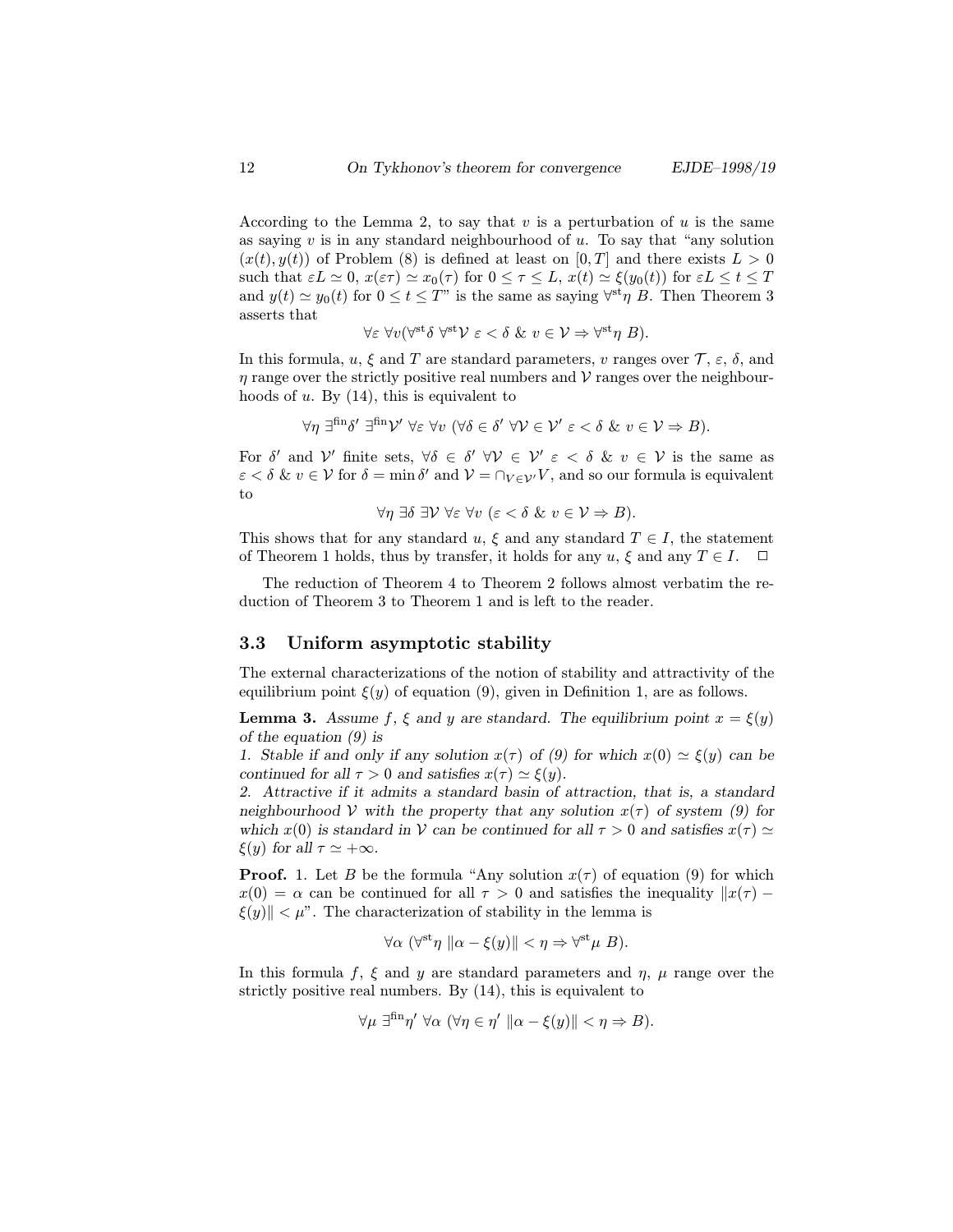According to the Lemma 2, to say that $v$ is a perturbation of $u$ is the same as saying $v$ is in any standard neighbourhood of $u$. To say that "any solution $(x(t), y(t))$ of Problem (8) is defined at least on $[0, T]$ and there exists $L > 0$ such that $\varepsilon L \simeq 0$, $x(\varepsilon\tau) \simeq x_0(\tau)$ for $0 \leq \tau \leq L$, $x(t) \simeq \xi(y_0(t))$ for $\varepsilon L \leq t \leq T$ and $y(t) \simeq y_0(t)$ for $0 \leq t \leq T$" is the same as saying $\forall^{\mathrm{st}}\eta\ B$. Then Theorem 3 asserts that

$$\forall\varepsilon\ \forall v(\forall^{\mathrm{st}}\delta\ \forall^{\mathrm{st}}\mathcal{V}\ \varepsilon < \delta\ \&\ v \in \mathcal{V} \Rightarrow \forall^{\mathrm{st}}\eta\ B).$$

In this formula, $u$, $\xi$ and $T$ are standard parameters, $v$ ranges over $\mathcal{T}$, $\varepsilon$, $\delta$, and $\eta$ range over the strictly positive real numbers and $\mathcal{V}$ ranges over the neighbourhoods of $u$. By (14), this is equivalent to

$$\forall\eta\ \exists^{\mathrm{fin}}\delta'\ \exists^{\mathrm{fin}}\mathcal{V}'\ \forall\varepsilon\ \forall v\ (\forall\delta \in \delta'\ \forall\mathcal{V} \in \mathcal{V}'\ \varepsilon < \delta\ \&\ v \in \mathcal{V} \Rightarrow B).$$

For $\delta'$ and $\mathcal{V}'$ finite sets, $\forall\delta \in \delta'\ \forall\mathcal{V} \in \mathcal{V}'\ \varepsilon < \delta\ \&\ v \in \mathcal{V}$ is the same as $\varepsilon < \delta\ \&\ v \in \mathcal{V}$ for $\delta = \min\delta'$ and $\mathcal{V} = \cap_{V \in \mathcal{V}'} V$, and so our formula is equivalent to

$$\forall\eta\ \exists\delta\ \exists\mathcal{V}\ \forall\varepsilon\ \forall v\ (\varepsilon < \delta\ \&\ v \in \mathcal{V} \Rightarrow B).$$

This shows that for any standard $u$, $\xi$ and any standard $T \in I$, the statement of Theorem 1 holds, thus by transfer, it holds for any $u$, $\xi$ and any $T \in I$. $\square$

The reduction of Theorem 4 to Theorem 2 follows almost verbatim the reduction of Theorem 3 to Theorem 1 and is left to the reader.

### 3.3 Uniform asymptotic stability

The external characterizations of the notion of stability and attractivity of the equilibrium point $\xi(y)$ of equation (9), given in Definition 1, are as follows.

**Lemma 3.** *Assume $f$, $\xi$ and $y$ are standard. The equilibrium point $x = \xi(y)$ of the equation (9) is*
*1. Stable if and only if any solution $x(\tau)$ of (9) for which $x(0) \simeq \xi(y)$ can be continued for all $\tau > 0$ and satisfies $x(\tau) \simeq \xi(y)$.*
*2. Attractive if it admits a standard basin of attraction, that is, a standard neighbourhood $\mathcal{V}$ with the property that any solution $x(\tau)$ of system (9) for which $x(0)$ is standard in $\mathcal{V}$ can be continued for all $\tau > 0$ and satisfies $x(\tau) \simeq \xi(y)$ for all $\tau \simeq +\infty$.*

**Proof.** 1. Let $B$ be the formula "Any solution $x(\tau)$ of equation (9) for which $x(0) = \alpha$ can be continued for all $\tau > 0$ and satisfies the inequality $\|x(\tau) - \xi(y)\| < \mu$". The characterization of stability in the lemma is

$$\forall\alpha\ (\forall^{\mathrm{st}}\eta\ \|\alpha - \xi(y)\| < \eta \Rightarrow \forall^{\mathrm{st}}\mu\ B).$$

In this formula $f$, $\xi$ and $y$ are standard parameters and $\eta$, $\mu$ range over the strictly positive real numbers. By (14), this is equivalent to

$$\forall\mu\ \exists^{\mathrm{fin}}\eta'\ \forall\alpha\ (\forall\eta \in \eta'\ \|\alpha - \xi(y)\| < \eta \Rightarrow B).$$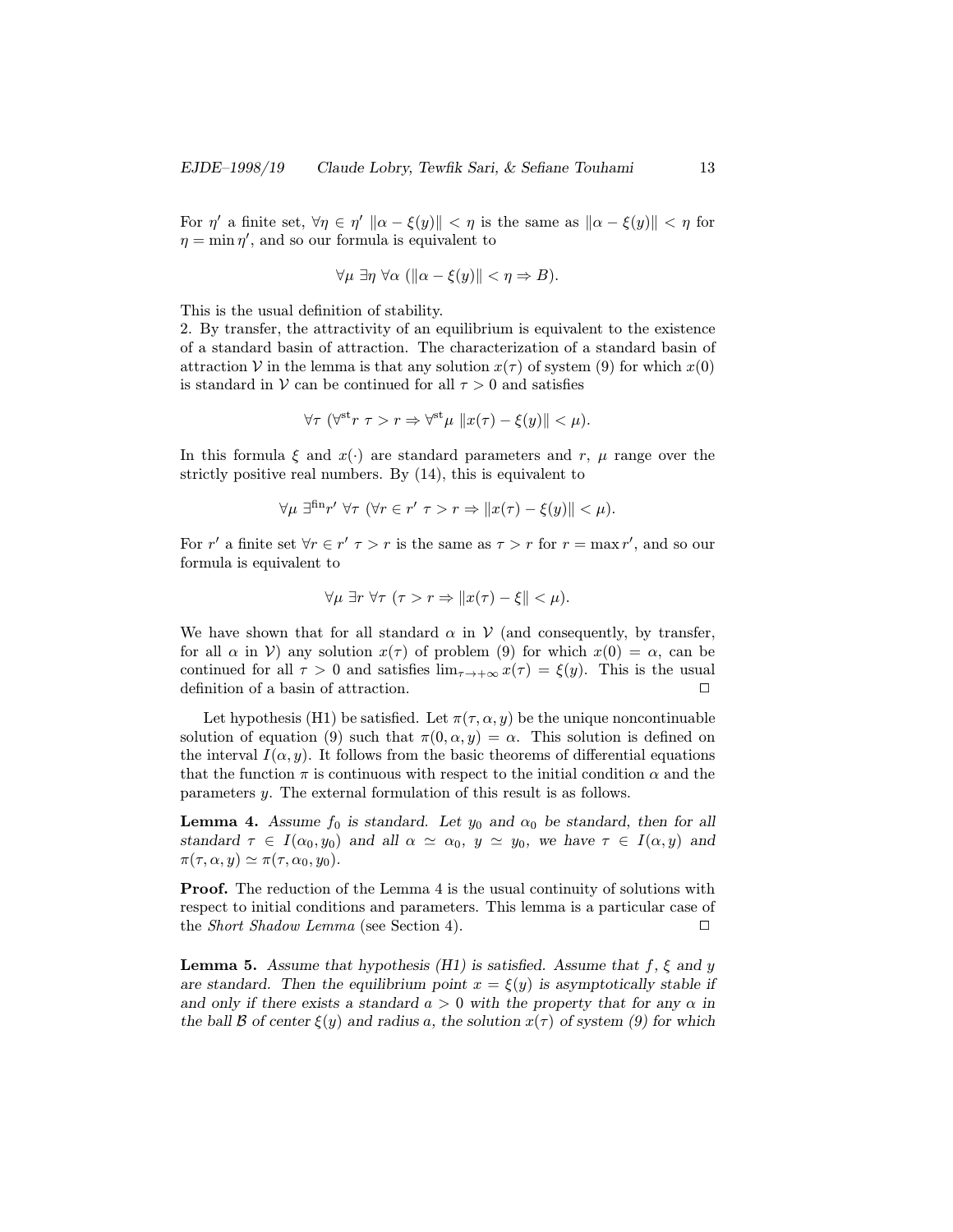For $\eta'$ a finite set, $\forall \eta \in \eta' \ \|\alpha - \xi(y)\| < \eta$ is the same as $\|\alpha - \xi(y)\| < \eta$ for $\eta = \min \eta'$, and so our formula is equivalent to

$$\forall \mu \ \exists \eta \ \forall \alpha \ (\|\alpha - \xi(y)\| < \eta \Rightarrow B).$$

This is the usual definition of stability.
2. By transfer, the attractivity of an equilibrium is equivalent to the existence of a standard basin of attraction. The characterization of a standard basin of attraction $\mathcal{V}$ in the lemma is that any solution $x(\tau)$ of system (9) for which $x(0)$ is standard in $\mathcal{V}$ can be continued for all $\tau > 0$ and satisfies

$$\forall \tau \ (\forall^{\mathrm{st}} r \ \tau > r \Rightarrow \forall^{\mathrm{st}} \mu \ \|x(\tau) - \xi(y)\| < \mu).$$

In this formula $\xi$ and $x(\cdot)$ are standard parameters and $r$, $\mu$ range over the strictly positive real numbers. By (14), this is equivalent to

$$\forall \mu \ \exists^{\mathrm{fin}} r' \ \forall \tau \ (\forall r \in r' \ \tau > r \Rightarrow \|x(\tau) - \xi(y)\| < \mu).$$

For $r'$ a finite set $\forall r \in r' \ \tau > r$ is the same as $\tau > r$ for $r = \max r'$, and so our formula is equivalent to

$$\forall \mu \ \exists r \ \forall \tau \ (\tau > r \Rightarrow \|x(\tau) - \xi\| < \mu).$$

We have shown that for all standard $\alpha$ in $\mathcal{V}$ (and consequently, by transfer, for all $\alpha$ in $\mathcal{V}$) any solution $x(\tau)$ of problem (9) for which $x(0) = \alpha$, can be continued for all $\tau > 0$ and satisfies $\lim_{\tau \to +\infty} x(\tau) = \xi(y)$. This is the usual definition of a basin of attraction. □

Let hypothesis (H1) be satisfied. Let $\pi(\tau, \alpha, y)$ be the unique noncontinuable solution of equation (9) such that $\pi(0, \alpha, y) = \alpha$. This solution is defined on the interval $I(\alpha, y)$. It follows from the basic theorems of differential equations that the function $\pi$ is continuous with respect to the initial condition $\alpha$ and the parameters $y$. The external formulation of this result is as follows.

**Lemma 4.** *Assume $f_0$ is standard. Let $y_0$ and $\alpha_0$ be standard, then for all standard $\tau \in I(\alpha_0, y_0)$ and all $\alpha \simeq \alpha_0$, $y \simeq y_0$, we have $\tau \in I(\alpha, y)$ and $\pi(\tau, \alpha, y) \simeq \pi(\tau, \alpha_0, y_0)$.*

**Proof.** The reduction of the Lemma 4 is the usual continuity of solutions with respect to initial conditions and parameters. This lemma is a particular case of the *Short Shadow Lemma* (see Section 4). □

**Lemma 5.** *Assume that hypothesis (H1) is satisfied. Assume that $f$, $\xi$ and $y$ are standard. Then the equilibrium point $x = \xi(y)$ is asymptotically stable if and only if there exists a standard $a > 0$ with the property that for any $\alpha$ in the ball $\mathcal{B}$ of center $\xi(y)$ and radius $a$, the solution $x(\tau)$ of system (9) for which*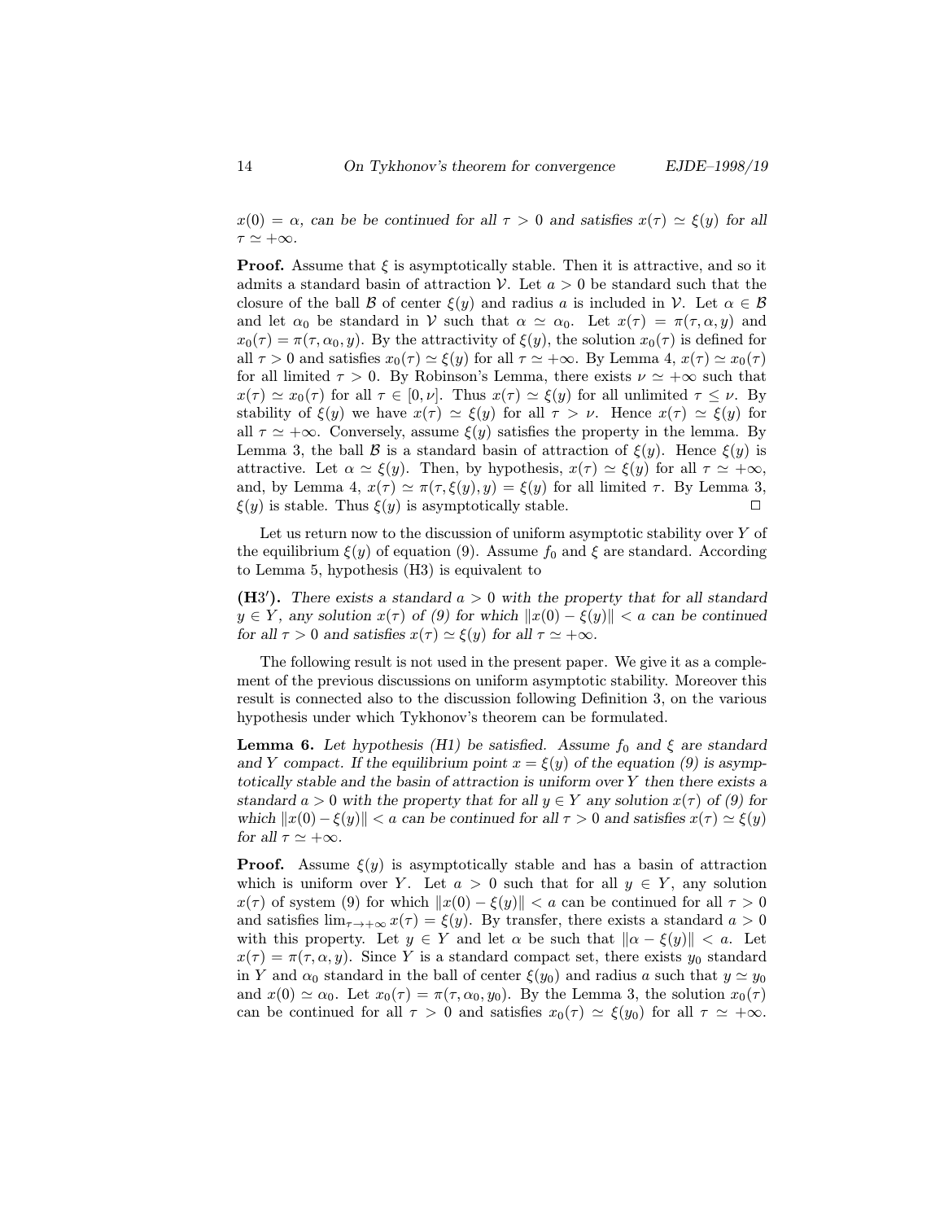*$x(0) = \alpha$, can be be continued for all $\tau > 0$ and satisfies $x(\tau) \simeq \xi(y)$ for all $\tau \simeq +\infty$.*

**Proof.** Assume that $\xi$ is asymptotically stable. Then it is attractive, and so it admits a standard basin of attraction $\mathcal{V}$. Let $a > 0$ be standard such that the closure of the ball $\mathcal{B}$ of center $\xi(y)$ and radius $a$ is included in $\mathcal{V}$. Let $\alpha \in \mathcal{B}$ and let $\alpha_0$ be standard in $\mathcal{V}$ such that $\alpha \simeq \alpha_0$. Let $x(\tau) = \pi(\tau, \alpha, y)$ and $x_0(\tau) = \pi(\tau, \alpha_0, y)$. By the attractivity of $\xi(y)$, the solution $x_0(\tau)$ is defined for all $\tau > 0$ and satisfies $x_0(\tau) \simeq \xi(y)$ for all $\tau \simeq +\infty$. By Lemma 4, $x(\tau) \simeq x_0(\tau)$ for all limited $\tau > 0$. By Robinson's Lemma, there exists $\nu \simeq +\infty$ such that $x(\tau) \simeq x_0(\tau)$ for all $\tau \in [0, \nu]$. Thus $x(\tau) \simeq \xi(y)$ for all unlimited $\tau \leq \nu$. By stability of $\xi(y)$ we have $x(\tau) \simeq \xi(y)$ for all $\tau > \nu$. Hence $x(\tau) \simeq \xi(y)$ for all $\tau \simeq +\infty$. Conversely, assume $\xi(y)$ satisfies the property in the lemma. By Lemma 3, the ball $\mathcal{B}$ is a standard basin of attraction of $\xi(y)$. Hence $\xi(y)$ is attractive. Let $\alpha \simeq \xi(y)$. Then, by hypothesis, $x(\tau) \simeq \xi(y)$ for all $\tau \simeq +\infty$, and, by Lemma 4, $x(\tau) \simeq \pi(\tau, \xi(y), y) = \xi(y)$ for all limited $\tau$. By Lemma 3, $\xi(y)$ is stable. Thus $\xi(y)$ is asymptotically stable. $\square$

Let us return now to the discussion of uniform asymptotic stability over $Y$ of the equilibrium $\xi(y)$ of equation (9). Assume $f_0$ and $\xi$ are standard. According to Lemma 5, hypothesis (H3) is equivalent to

**(H3$'$).** *There exists a standard $a > 0$ with the property that for all standard $y \in Y$, any solution $x(\tau)$ of (9) for which $\|x(0) - \xi(y)\| < a$ can be continued for all $\tau > 0$ and satisfies $x(\tau) \simeq \xi(y)$ for all $\tau \simeq +\infty$.*

The following result is not used in the present paper. We give it as a complement of the previous discussions on uniform asymptotic stability. Moreover this result is connected also to the discussion following Definition 3, on the various hypothesis under which Tykhonov's theorem can be formulated.

**Lemma 6.** *Let hypothesis (H1) be satisfied. Assume $f_0$ and $\xi$ are standard and $Y$ compact. If the equilibrium point $x = \xi(y)$ of the equation (9) is asymptotically stable and the basin of attraction is uniform over $Y$ then there exists a standard $a > 0$ with the property that for all $y \in Y$ any solution $x(\tau)$ of (9) for which $\|x(0) - \xi(y)\| < a$ can be continued for all $\tau > 0$ and satisfies $x(\tau) \simeq \xi(y)$ for all $\tau \simeq +\infty$.*

**Proof.** Assume $\xi(y)$ is asymptotically stable and has a basin of attraction which is uniform over $Y$. Let $a > 0$ such that for all $y \in Y$, any solution $x(\tau)$ of system (9) for which $\|x(0) - \xi(y)\| < a$ can be continued for all $\tau > 0$ and satisfies $\lim_{\tau \to +\infty} x(\tau) = \xi(y)$. By transfer, there exists a standard $a > 0$ with this property. Let $y \in Y$ and let $\alpha$ be such that $\|\alpha - \xi(y)\| < a$. Let $x(\tau) = \pi(\tau, \alpha, y)$. Since $Y$ is a standard compact set, there exists $y_0$ standard in $Y$ and $\alpha_0$ standard in the ball of center $\xi(y_0)$ and radius $a$ such that $y \simeq y_0$ and $x(0) \simeq \alpha_0$. Let $x_0(\tau) = \pi(\tau, \alpha_0, y_0)$. By the Lemma 3, the solution $x_0(\tau)$ can be continued for all $\tau > 0$ and satisfies $x_0(\tau) \simeq \xi(y_0)$ for all $\tau \simeq +\infty$.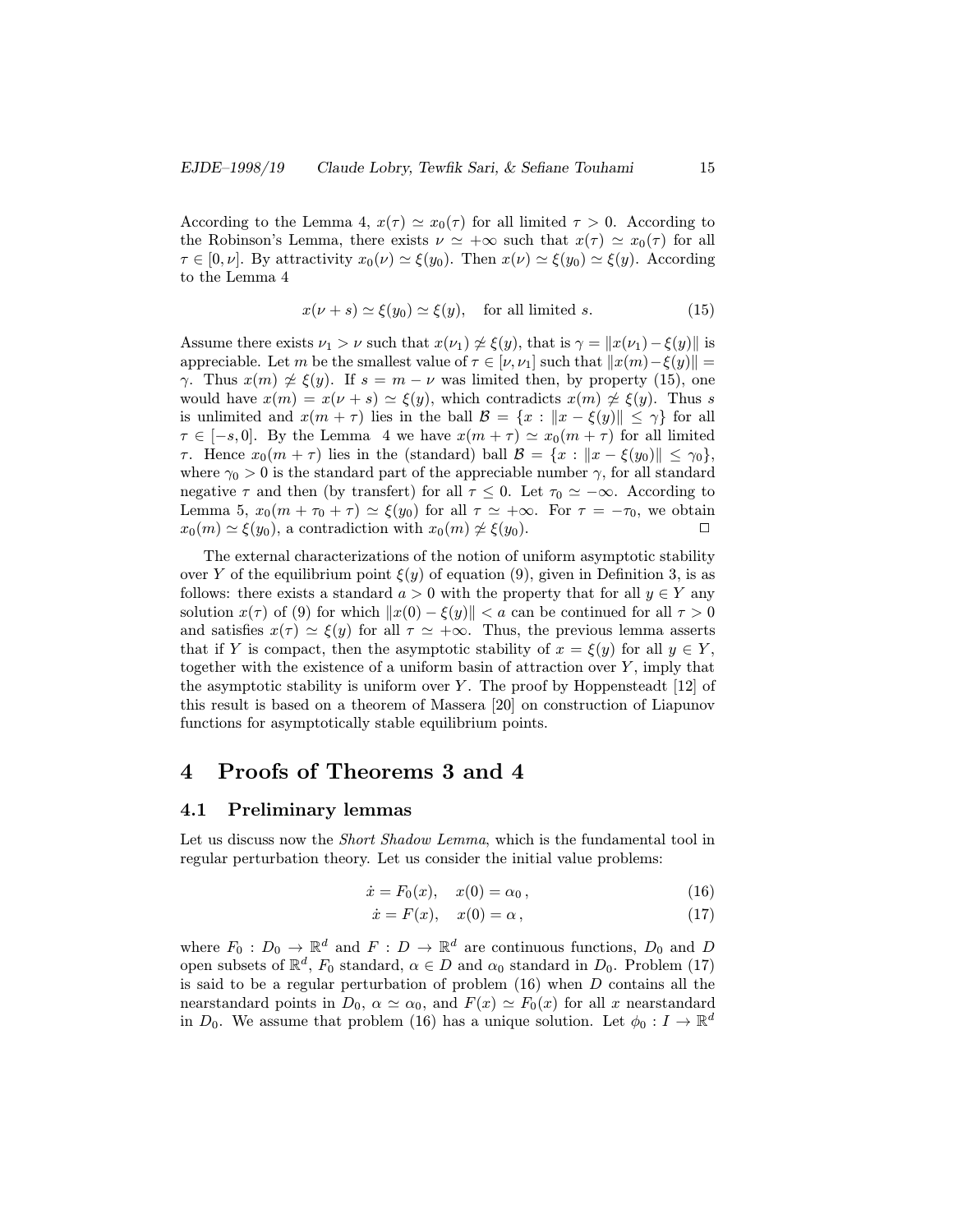According to the Lemma 4, $x(\tau) \simeq x_0(\tau)$ for all limited $\tau > 0$. According to the Robinson's Lemma, there exists $\nu \simeq +\infty$ such that $x(\tau) \simeq x_0(\tau)$ for all $\tau \in [0, \nu]$. By attractivity $x_0(\nu) \simeq \xi(y_0)$. Then $x(\nu) \simeq \xi(y_0) \simeq \xi(y)$. According to the Lemma 4

$$x(\nu + s) \simeq \xi(y_0) \simeq \xi(y), \quad \text{for all limited } s. \tag{15}$$

Assume there exists $\nu_1 > \nu$ such that $x(\nu_1) \not\simeq \xi(y)$, that is $\gamma = \|x(\nu_1) - \xi(y)\|$ is appreciable. Let $m$ be the smallest value of $\tau \in [\nu, \nu_1]$ such that $\|x(m) - \xi(y)\| = \gamma$. Thus $x(m) \not\simeq \xi(y)$. If $s = m - \nu$ was limited then, by property (15), one would have $x(m) = x(\nu + s) \simeq \xi(y)$, which contradicts $x(m) \not\simeq \xi(y)$. Thus $s$ is unlimited and $x(m + \tau)$ lies in the ball $\mathcal{B} = \{x : \|x - \xi(y)\| \leq \gamma\}$ for all $\tau \in [-s, 0]$. By the Lemma 4 we have $x(m + \tau) \simeq x_0(m + \tau)$ for all limited $\tau$. Hence $x_0(m + \tau)$ lies in the (standard) ball $\mathcal{B} = \{x : \|x - \xi(y_0)\| \leq \gamma_0\}$, where $\gamma_0 > 0$ is the standard part of the appreciable number $\gamma$, for all standard negative $\tau$ and then (by transfert) for all $\tau \leq 0$. Let $\tau_0 \simeq -\infty$. According to Lemma 5, $x_0(m + \tau_0 + \tau) \simeq \xi(y_0)$ for all $\tau \simeq +\infty$. For $\tau = -\tau_0$, we obtain $x_0(m) \simeq \xi(y_0)$, a contradiction with $x_0(m) \not\simeq \xi(y_0)$. $\square$

The external characterizations of the notion of uniform asymptotic stability over $Y$ of the equilibrium point $\xi(y)$ of equation (9), given in Definition 3, is as follows: there exists a standard $a > 0$ with the property that for all $y \in Y$ any solution $x(\tau)$ of (9) for which $\|x(0) - \xi(y)\| < a$ can be continued for all $\tau > 0$ and satisfies $x(\tau) \simeq \xi(y)$ for all $\tau \simeq +\infty$. Thus, the previous lemma asserts that if $Y$ is compact, then the asymptotic stability of $x = \xi(y)$ for all $y \in Y$, together with the existence of a uniform basin of attraction over $Y$, imply that the asymptotic stability is uniform over $Y$. The proof by Hoppensteadt [12] of this result is based on a theorem of Massera [20] on construction of Liapunov functions for asymptotically stable equilibrium points.

# 4 Proofs of Theorems 3 and 4

## 4.1 Preliminary lemmas

Let us discuss now the *Short Shadow Lemma*, which is the fundamental tool in regular perturbation theory. Let us consider the initial value problems:

$$\dot{x} = F_0(x), \quad x(0) = \alpha_0\,, \tag{16}$$

$$\dot{x} = F(x), \quad x(0) = \alpha\,, \tag{17}$$

where $F_0 : D_0 \to \mathbb{R}^d$ and $F : D \to \mathbb{R}^d$ are continuous functions, $D_0$ and $D$ open subsets of $\mathbb{R}^d$, $F_0$ standard, $\alpha \in D$ and $\alpha_0$ standard in $D_0$. Problem (17) is said to be a regular perturbation of problem (16) when $D$ contains all the nearstandard points in $D_0$, $\alpha \simeq \alpha_0$, and $F(x) \simeq F_0(x)$ for all $x$ nearstandard in $D_0$. We assume that problem (16) has a unique solution. Let $\phi_0 : I \to \mathbb{R}^d$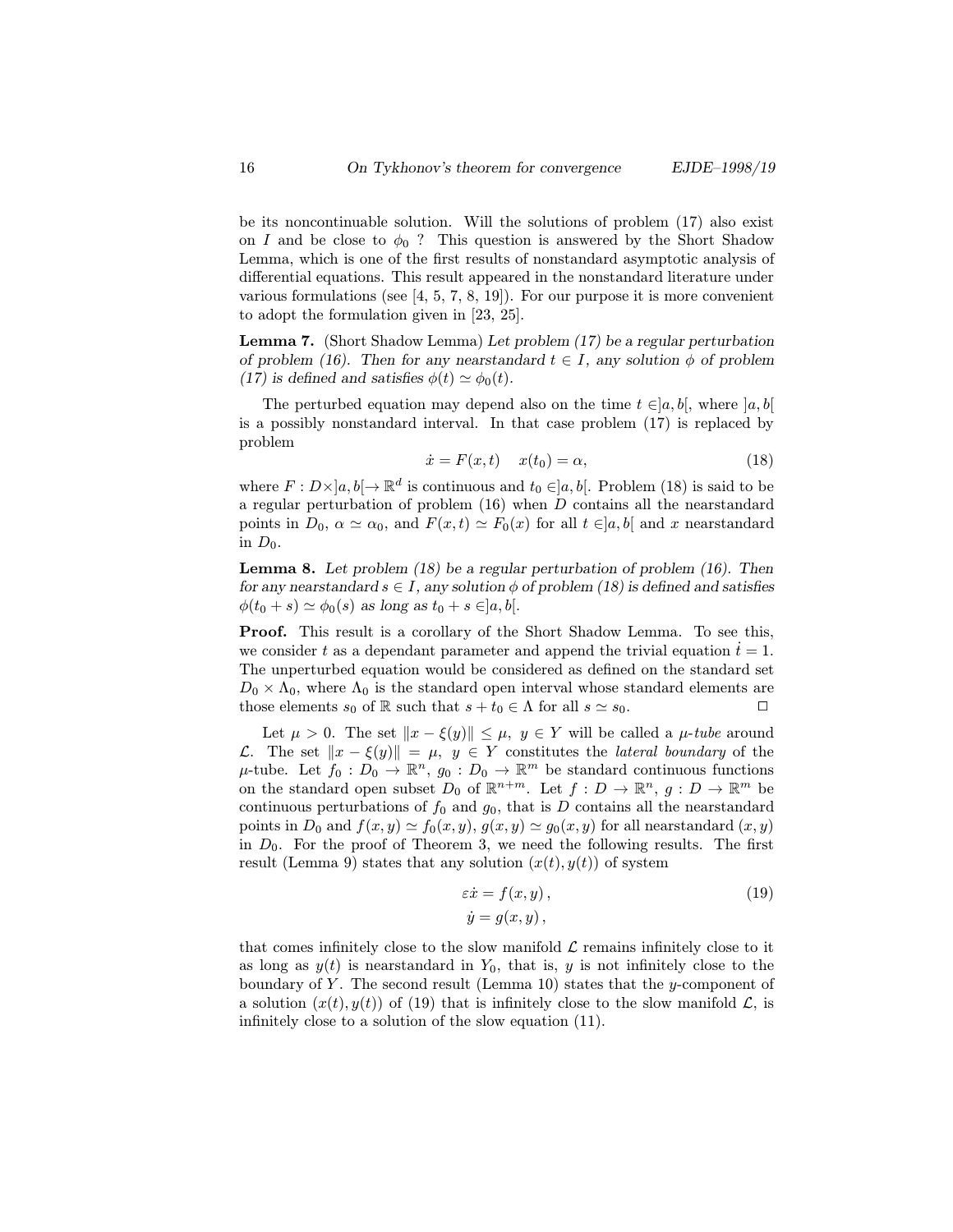be its noncontinuable solution. Will the solutions of problem (17) also exist on $I$ and be close to $\phi_0$ ? This question is answered by the Short Shadow Lemma, which is one of the first results of nonstandard asymptotic analysis of differential equations. This result appeared in the nonstandard literature under various formulations (see [4, 5, 7, 8, 19]). For our purpose it is more convenient to adopt the formulation given in [23, 25].

**Lemma 7.** (Short Shadow Lemma) *Let problem (17) be a regular perturbation of problem (16). Then for any nearstandard $t \in I$, any solution $\phi$ of problem (17) is defined and satisfies $\phi(t) \simeq \phi_0(t)$.*

The perturbed equation may depend also on the time $t \in ]a, b[$, where $]a, b[$ is a possibly nonstandard interval. In that case problem (17) is replaced by problem

$$\dot{x} = F(x, t) \quad x(t_0) = \alpha, \tag{18}$$

where $F : D \times ]a, b[ \to \mathbb{R}^d$ is continuous and $t_0 \in ]a, b[$. Problem (18) is said to be a regular perturbation of problem (16) when $D$ contains all the nearstandard points in $D_0$, $\alpha \simeq \alpha_0$, and $F(x, t) \simeq F_0(x)$ for all $t \in ]a, b[$ and $x$ nearstandard in $D_0$.

**Lemma 8.** *Let problem (18) be a regular perturbation of problem (16). Then for any nearstandard $s \in I$, any solution $\phi$ of problem (18) is defined and satisfies $\phi(t_0 + s) \simeq \phi_0(s)$ as long as $t_0 + s \in ]a, b[$.*

**Proof.** This result is a corollary of the Short Shadow Lemma. To see this, we consider $t$ as a dependant parameter and append the trivial equation $\dot{t} = 1$. The unperturbed equation would be considered as defined on the standard set $D_0 \times \Lambda_0$, where $\Lambda_0$ is the standard open interval whose standard elements are those elements $s_0$ of $\mathbb{R}$ such that $s + t_0 \in \Lambda$ for all $s \simeq s_0$. $\square$

Let $\mu > 0$. The set $\|x - \xi(y)\| \leq \mu$, $y \in Y$ will be called a *$\mu$-tube* around $\mathcal{L}$. The set $\|x - \xi(y)\| = \mu$, $y \in Y$ constitutes the *lateral boundary* of the $\mu$-tube. Let $f_0 : D_0 \to \mathbb{R}^n$, $g_0 : D_0 \to \mathbb{R}^m$ be standard continuous functions on the standard open subset $D_0$ of $\mathbb{R}^{n+m}$. Let $f : D \to \mathbb{R}^n$, $g : D \to \mathbb{R}^m$ be continuous perturbations of $f_0$ and $g_0$, that is $D$ contains all the nearstandard points in $D_0$ and $f(x, y) \simeq f_0(x, y)$, $g(x, y) \simeq g_0(x, y)$ for all nearstandard $(x, y)$ in $D_0$. For the proof of Theorem 3, we need the following results. The first result (Lemma 9) states that any solution $(x(t), y(t))$ of system

$$\begin{aligned} \varepsilon\dot{x} &= f(x, y)\,, \\ \dot{y} &= g(x, y)\,, \end{aligned} \tag{19}$$

that comes infinitely close to the slow manifold $\mathcal{L}$ remains infinitely close to it as long as $y(t)$ is nearstandard in $Y_0$, that is, $y$ is not infinitely close to the boundary of $Y$. The second result (Lemma 10) states that the $y$-component of a solution $(x(t), y(t))$ of (19) that is infinitely close to the slow manifold $\mathcal{L}$, is infinitely close to a solution of the slow equation (11).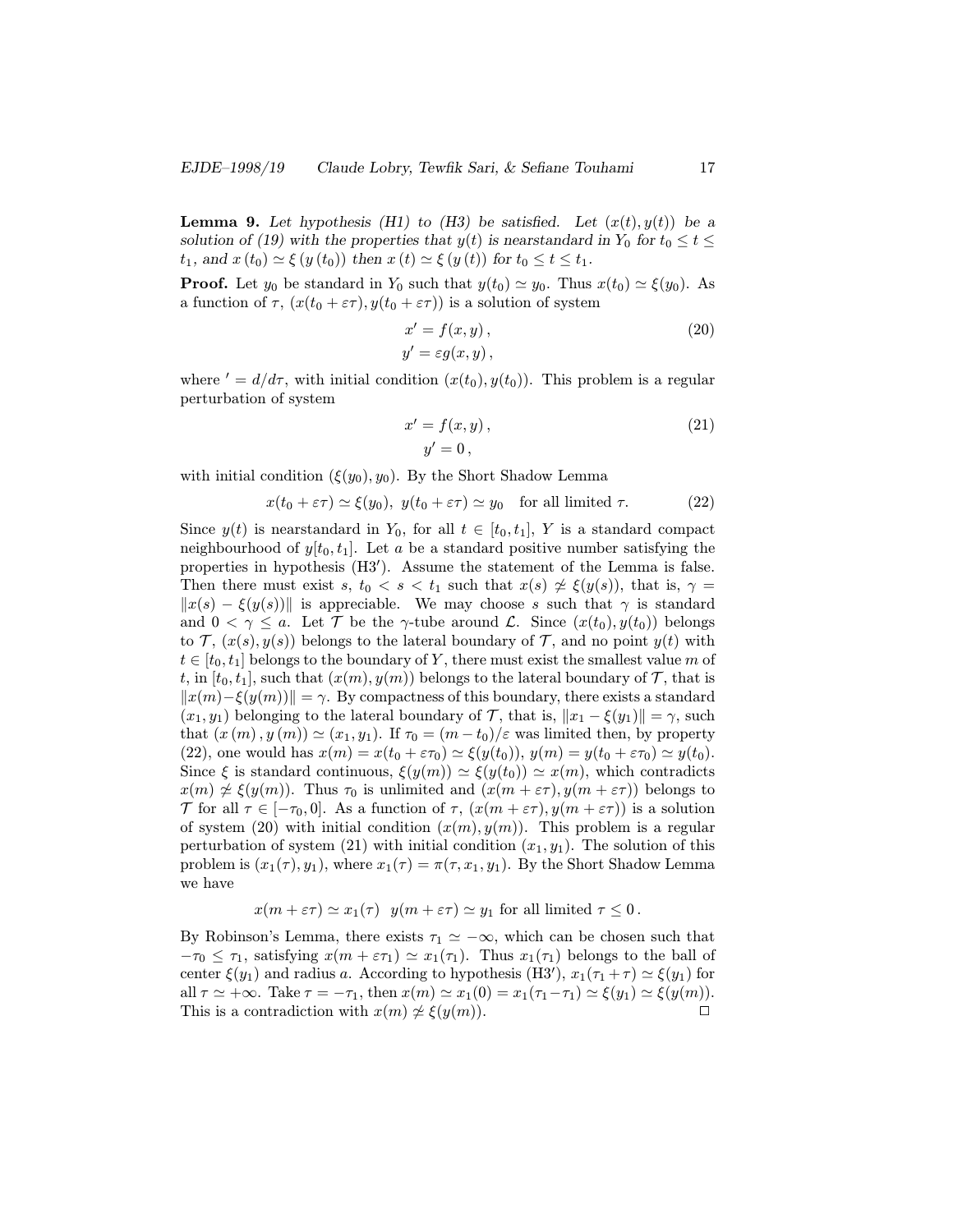**Lemma 9.** *Let hypothesis (H1) to (H3) be satisfied. Let $(x(t), y(t))$ be a solution of (19) with the properties that $y(t)$ is nearstandard in $Y_0$ for $t_0 \leq t \leq t_1$, and $x(t_0) \simeq \xi(y(t_0))$ then $x(t) \simeq \xi(y(t))$ for $t_0 \leq t \leq t_1$.*

**Proof.** Let $y_0$ be standard in $Y_0$ such that $y(t_0) \simeq y_0$. Thus $x(t_0) \simeq \xi(y_0)$. As a function of $\tau$, $(x(t_0 + \varepsilon\tau), y(t_0 + \varepsilon\tau))$ is a solution of system

$$\begin{aligned} x' &= f(x, y)\,, \\ y' &= \varepsilon g(x, y)\,, \end{aligned} \tag{20}$$

where $' = d/d\tau$, with initial condition $(x(t_0), y(t_0))$. This problem is a regular perturbation of system

$$\begin{aligned} x' &= f(x, y)\,, \\ y' &= 0\,, \end{aligned} \tag{21}$$

with initial condition $(\xi(y_0), y_0)$. By the Short Shadow Lemma

$$x(t_0 + \varepsilon\tau) \simeq \xi(y_0),\ \ y(t_0 + \varepsilon\tau) \simeq y_0 \quad \text{for all limited } \tau. \tag{22}$$

Since $y(t)$ is nearstandard in $Y_0$, for all $t \in [t_0, t_1]$, $Y$ is a standard compact neighbourhood of $y[t_0, t_1]$. Let $a$ be a standard positive number satisfying the properties in hypothesis (H3$'$). Assume the statement of the Lemma is false. Then there must exist $s$, $t_0 < s < t_1$ such that $x(s) \not\simeq \xi(y(s))$, that is, $\gamma = \|x(s) - \xi(y(s))\|$ is appreciable. We may choose $s$ such that $\gamma$ is standard and $0 < \gamma \leq a$. Let $\mathcal{T}$ be the $\gamma$-tube around $\mathcal{L}$. Since $(x(t_0), y(t_0))$ belongs to $\mathcal{T}$, $(x(s), y(s))$ belongs to the lateral boundary of $\mathcal{T}$, and no point $y(t)$ with $t \in [t_0, t_1]$ belongs to the boundary of $Y$, there must exist the smallest value $m$ of $t$, in $[t_0, t_1]$, such that $(x(m), y(m))$ belongs to the lateral boundary of $\mathcal{T}$, that is $\|x(m) - \xi(y(m))\| = \gamma$. By compactness of this boundary, there exists a standard $(x_1, y_1)$ belonging to the lateral boundary of $\mathcal{T}$, that is, $\|x_1 - \xi(y_1)\| = \gamma$, such that $(x(m), y(m)) \simeq (x_1, y_1)$. If $\tau_0 = (m - t_0)/\varepsilon$ was limited then, by property (22), one would has $x(m) = x(t_0 + \varepsilon\tau_0) \simeq \xi(y(t_0))$, $y(m) = y(t_0 + \varepsilon\tau_0) \simeq y(t_0)$. Since $\xi$ is standard continuous, $\xi(y(m)) \simeq \xi(y(t_0)) \simeq x(m)$, which contradicts $x(m) \not\simeq \xi(y(m))$. Thus $\tau_0$ is unlimited and $(x(m + \varepsilon\tau), y(m + \varepsilon\tau))$ belongs to $\mathcal{T}$ for all $\tau \in [-\tau_0, 0]$. As a function of $\tau$, $(x(m + \varepsilon\tau), y(m + \varepsilon\tau))$ is a solution of system (20) with initial condition $(x(m), y(m))$. This problem is a regular perturbation of system (21) with initial condition $(x_1, y_1)$. The solution of this problem is $(x_1(\tau), y_1)$, where $x_1(\tau) = \pi(\tau, x_1, y_1)$. By the Short Shadow Lemma we have

$$x(m + \varepsilon\tau) \simeq x_1(\tau) \ \ y(m + \varepsilon\tau) \simeq y_1 \text{ for all limited } \tau \leq 0\,.$$

By Robinson's Lemma, there exists $\tau_1 \simeq -\infty$, which can be chosen such that $-\tau_0 \leq \tau_1$, satisfying $x(m + \varepsilon\tau_1) \simeq x_1(\tau_1)$. Thus $x_1(\tau_1)$ belongs to the ball of center $\xi(y_1)$ and radius $a$. According to hypothesis (H3$'$), $x_1(\tau_1 + \tau) \simeq \xi(y_1)$ for all $\tau \simeq +\infty$. Take $\tau = -\tau_1$, then $x(m) \simeq x_1(0) = x_1(\tau_1 - \tau_1) \simeq \xi(y_1) \simeq \xi(y(m))$. This is a contradiction with $x(m) \not\simeq \xi(y(m))$. $\square$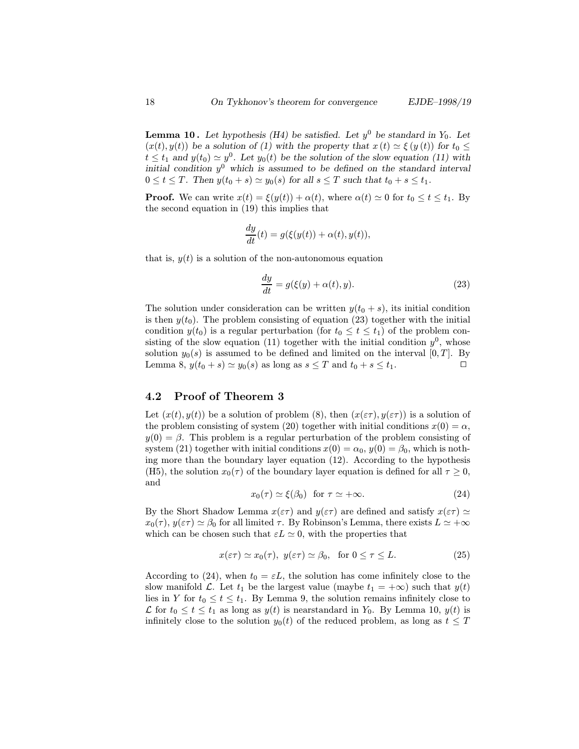**Lemma 10 .** *Let hypothesis (H4) be satisfied. Let $y^0$ be standard in $Y_0$. Let $(x(t), y(t))$ be a solution of (1) with the property that $x(t) \simeq \xi(y(t))$ for $t_0 \leq t \leq t_1$ and $y(t_0) \simeq y^0$. Let $y_0(t)$ be the solution of the slow equation (11) with initial condition $y^0$ which is assumed to be defined on the standard interval $0 \leq t \leq T$. Then $y(t_0 + s) \simeq y_0(s)$ for all $s \leq T$ such that $t_0 + s \leq t_1$.*

**Proof.** We can write $x(t) = \xi(y(t)) + \alpha(t)$, where $\alpha(t) \simeq 0$ for $t_0 \leq t \leq t_1$. By the second equation in (19) this implies that

$$\frac{dy}{dt}(t) = g(\xi(y(t)) + \alpha(t), y(t)),$$

that is, $y(t)$ is a solution of the non-autonomous equation

$$\frac{dy}{dt} = g(\xi(y) + \alpha(t), y). \tag{23}$$

The solution under consideration can be written $y(t_0 + s)$, its initial condition is then $y(t_0)$. The problem consisting of equation (23) together with the initial condition $y(t_0)$ is a regular perturbation (for $t_0 \leq t \leq t_1$) of the problem consisting of the slow equation (11) together with the initial condition $y^0$, whose solution $y_0(s)$ is assumed to be defined and limited on the interval $[0, T]$. By Lemma 8, $y(t_0 + s) \simeq y_0(s)$ as long as $s \leq T$ and $t_0 + s \leq t_1$. $\square$

## 4.2 Proof of Theorem 3

Let $(x(t), y(t))$ be a solution of problem (8), then $(x(\varepsilon\tau), y(\varepsilon\tau))$ is a solution of the problem consisting of system (20) together with initial conditions $x(0) = \alpha$, $y(0) = \beta$. This problem is a regular perturbation of the problem consisting of system (21) together with initial conditions $x(0) = \alpha_0$, $y(0) = \beta_0$, which is nothing more than the boundary layer equation (12). According to the hypothesis (H5), the solution $x_0(\tau)$ of the boundary layer equation is defined for all $\tau \geq 0$, and

$$x_0(\tau) \simeq \xi(\beta_0) \quad \text{for } \tau \simeq +\infty. \tag{24}$$

By the Short Shadow Lemma $x(\varepsilon\tau)$ and $y(\varepsilon\tau)$ are defined and satisfy $x(\varepsilon\tau) \simeq x_0(\tau)$, $y(\varepsilon\tau) \simeq \beta_0$ for all limited $\tau$. By Robinson's Lemma, there exists $L \simeq +\infty$ which can be chosen such that $\varepsilon L \simeq 0$, with the properties that

$$x(\varepsilon\tau) \simeq x_0(\tau), \; y(\varepsilon\tau) \simeq \beta_0, \quad \text{for } 0 \leq \tau \leq L. \tag{25}$$

According to (24), when $t_0 = \varepsilon L$, the solution has come infinitely close to the slow manifold $\mathcal{L}$. Let $t_1$ be the largest value (maybe $t_1 = +\infty$) such that $y(t)$ lies in $Y$ for $t_0 \leq t \leq t_1$. By Lemma 9, the solution remains infinitely close to $\mathcal{L}$ for $t_0 \leq t \leq t_1$ as long as $y(t)$ is nearstandard in $Y_0$. By Lemma 10, $y(t)$ is infinitely close to the solution $y_0(t)$ of the reduced problem, as long as $t \leq T$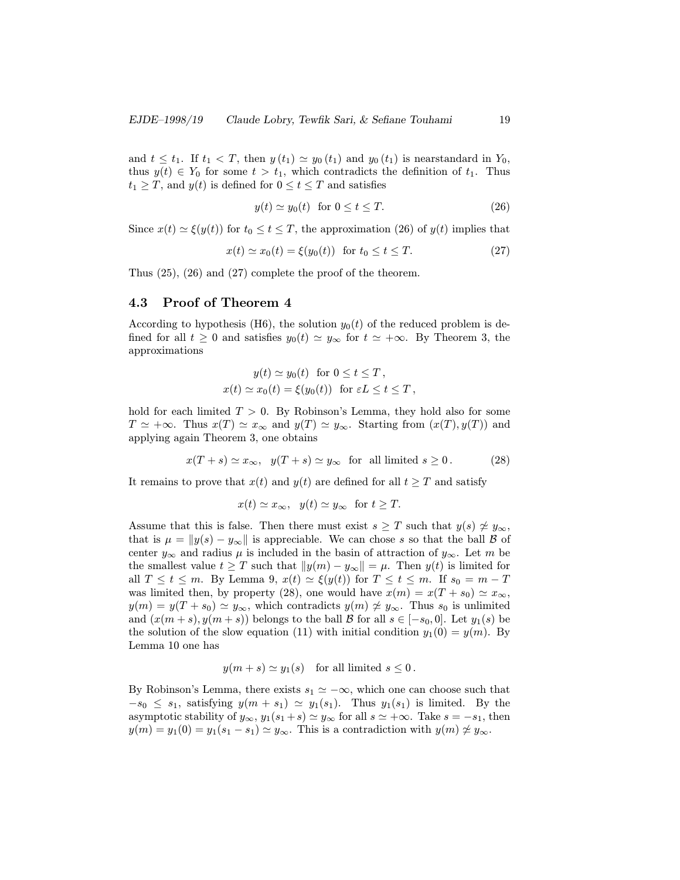and $t \leq t_1$. If $t_1 < T$, then $y(t_1) \simeq y_0(t_1)$ and $y_0(t_1)$ is nearstandard in $Y_0$, thus $y(t) \in Y_0$ for some $t > t_1$, which contradicts the definition of $t_1$. Thus $t_1 \geq T$, and $y(t)$ is defined for $0 \leq t \leq T$ and satisfies

$$y(t) \simeq y_0(t) \quad \text{for } 0 \leq t \leq T. \tag{26}$$

Since $x(t) \simeq \xi(y(t))$ for $t_0 \leq t \leq T$, the approximation (26) of $y(t)$ implies that

$$x(t) \simeq x_0(t) = \xi(y_0(t)) \quad \text{for } t_0 \leq t \leq T. \tag{27}$$

Thus (25), (26) and (27) complete the proof of the theorem.

## 4.3 Proof of Theorem 4

According to hypothesis (H6), the solution $y_0(t)$ of the reduced problem is defined for all $t \geq 0$ and satisfies $y_0(t) \simeq y_\infty$ for $t \simeq +\infty$. By Theorem 3, the approximations

$$y(t) \simeq y_0(t) \quad \text{for } 0 \leq t \leq T\,,$$
$$x(t) \simeq x_0(t) = \xi(y_0(t)) \quad \text{for } \varepsilon L \leq t \leq T\,,$$

hold for each limited $T > 0$. By Robinson's Lemma, they hold also for some $T \simeq +\infty$. Thus $x(T) \simeq x_\infty$ and $y(T) \simeq y_\infty$. Starting from $(x(T), y(T))$ and applying again Theorem 3, one obtains

$$x(T+s) \simeq x_\infty, \quad y(T+s) \simeq y_\infty \quad \text{for all limited } s \geq 0\,. \tag{28}$$

It remains to prove that $x(t)$ and $y(t)$ are defined for all $t \geq T$ and satisfy

$$x(t) \simeq x_\infty, \quad y(t) \simeq y_\infty \quad \text{for } t \geq T.$$

Assume that this is false. Then there must exist $s \geq T$ such that $y(s) \not\simeq y_\infty$, that is $\mu = \|y(s) - y_\infty\|$ is appreciable. We can chose $s$ so that the ball $\mathcal{B}$ of center $y_\infty$ and radius $\mu$ is included in the basin of attraction of $y_\infty$. Let $m$ be the smallest value $t \geq T$ such that $\|y(m) - y_\infty\| = \mu$. Then $y(t)$ is limited for all $T \leq t \leq m$. By Lemma 9, $x(t) \simeq \xi(y(t))$ for $T \leq t \leq m$. If $s_0 = m - T$ was limited then, by property (28), one would have $x(m) = x(T+s_0) \simeq x_\infty$, $y(m) = y(T+s_0) \simeq y_\infty$, which contradicts $y(m) \not\simeq y_\infty$. Thus $s_0$ is unlimited and $(x(m+s), y(m+s))$ belongs to the ball $\mathcal{B}$ for all $s \in [-s_0, 0]$. Let $y_1(s)$ be the solution of the slow equation (11) with initial condition $y_1(0) = y(m)$. By Lemma 10 one has

$$y(m+s) \simeq y_1(s) \quad \text{for all limited } s \leq 0\,.$$

By Robinson's Lemma, there exists $s_1 \simeq -\infty$, which one can choose such that $-s_0 \leq s_1$, satisfying $y(m+s_1) \simeq y_1(s_1)$. Thus $y_1(s_1)$ is limited. By the asymptotic stability of $y_\infty$, $y_1(s_1+s) \simeq y_\infty$ for all $s \simeq +\infty$. Take $s = -s_1$, then $y(m) = y_1(0) = y_1(s_1 - s_1) \simeq y_\infty$. This is a contradiction with $y(m) \not\simeq y_\infty$.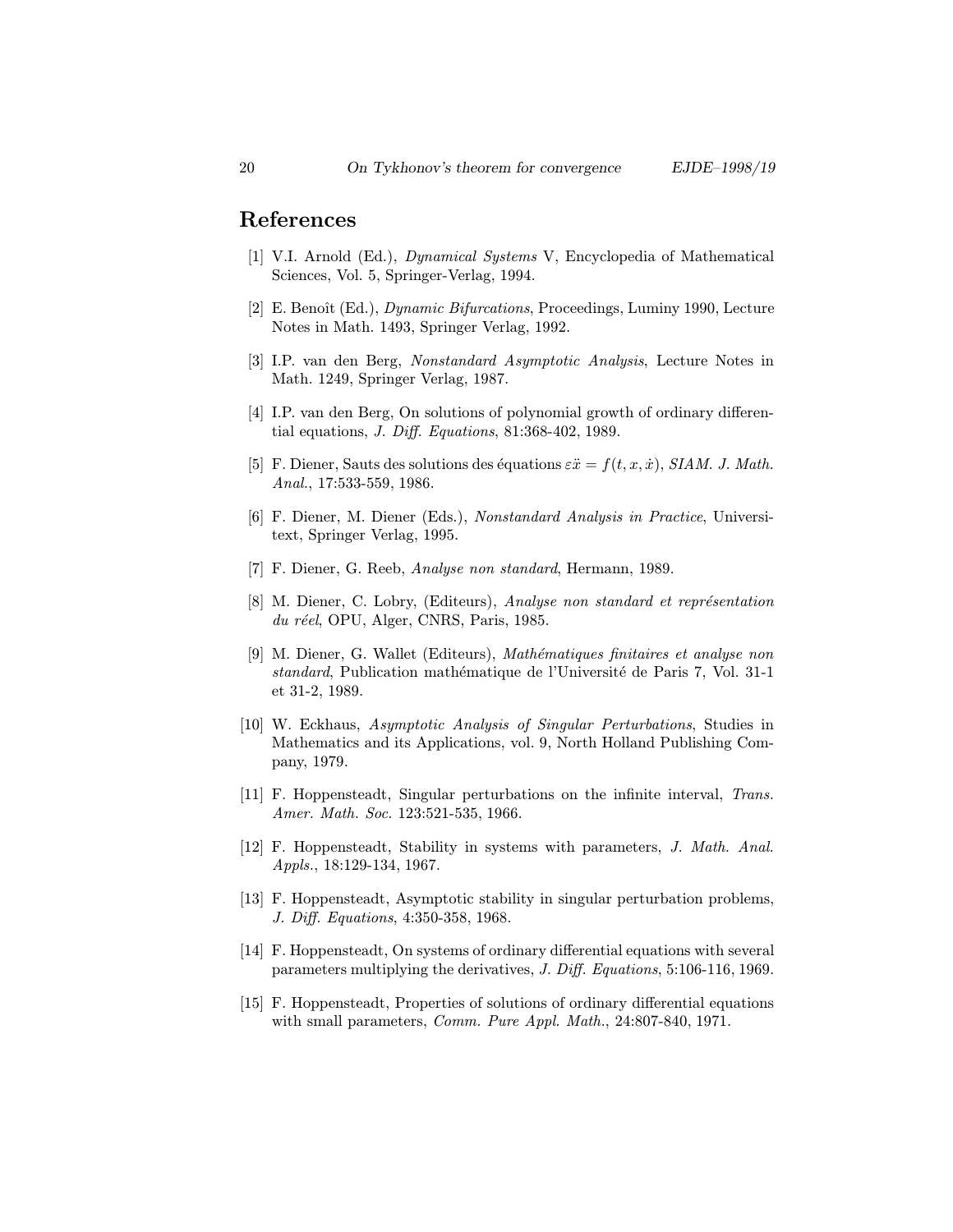## References

[1] V.I. Arnold (Ed.), *Dynamical Systems* V, Encyclopedia of Mathematical Sciences, Vol. 5, Springer-Verlag, 1994.

[2] E. Benoît (Ed.), *Dynamic Bifurcations*, Proceedings, Luminy 1990, Lecture Notes in Math. 1493, Springer Verlag, 1992.

[3] I.P. van den Berg, *Nonstandard Asymptotic Analysis*, Lecture Notes in Math. 1249, Springer Verlag, 1987.

[4] I.P. van den Berg, On solutions of polynomial growth of ordinary differential equations, *J. Diff. Equations*, 81:368-402, 1989.

[5] F. Diener, Sauts des solutions des équations $\varepsilon\ddot{x} = f(t, x, \dot{x})$, *SIAM. J. Math. Anal.*, 17:533-559, 1986.

[6] F. Diener, M. Diener (Eds.), *Nonstandard Analysis in Practice*, Universitext, Springer Verlag, 1995.

[7] F. Diener, G. Reeb, *Analyse non standard*, Hermann, 1989.

[8] M. Diener, C. Lobry, (Editeurs), *Analyse non standard et représentation du réel*, OPU, Alger, CNRS, Paris, 1985.

[9] M. Diener, G. Wallet (Editeurs), *Mathématiques finitaires et analyse non standard*, Publication mathématique de l'Université de Paris 7, Vol. 31-1 et 31-2, 1989.

[10] W. Eckhaus, *Asymptotic Analysis of Singular Perturbations*, Studies in Mathematics and its Applications, vol. 9, North Holland Publishing Company, 1979.

[11] F. Hoppensteadt, Singular perturbations on the infinite interval, *Trans. Amer. Math. Soc.* 123:521-535, 1966.

[12] F. Hoppensteadt, Stability in systems with parameters, *J. Math. Anal. Appls.*, 18:129-134, 1967.

[13] F. Hoppensteadt, Asymptotic stability in singular perturbation problems, *J. Diff. Equations*, 4:350-358, 1968.

[14] F. Hoppensteadt, On systems of ordinary differential equations with several parameters multiplying the derivatives, *J. Diff. Equations*, 5:106-116, 1969.

[15] F. Hoppensteadt, Properties of solutions of ordinary differential equations with small parameters, *Comm. Pure Appl. Math.*, 24:807-840, 1971.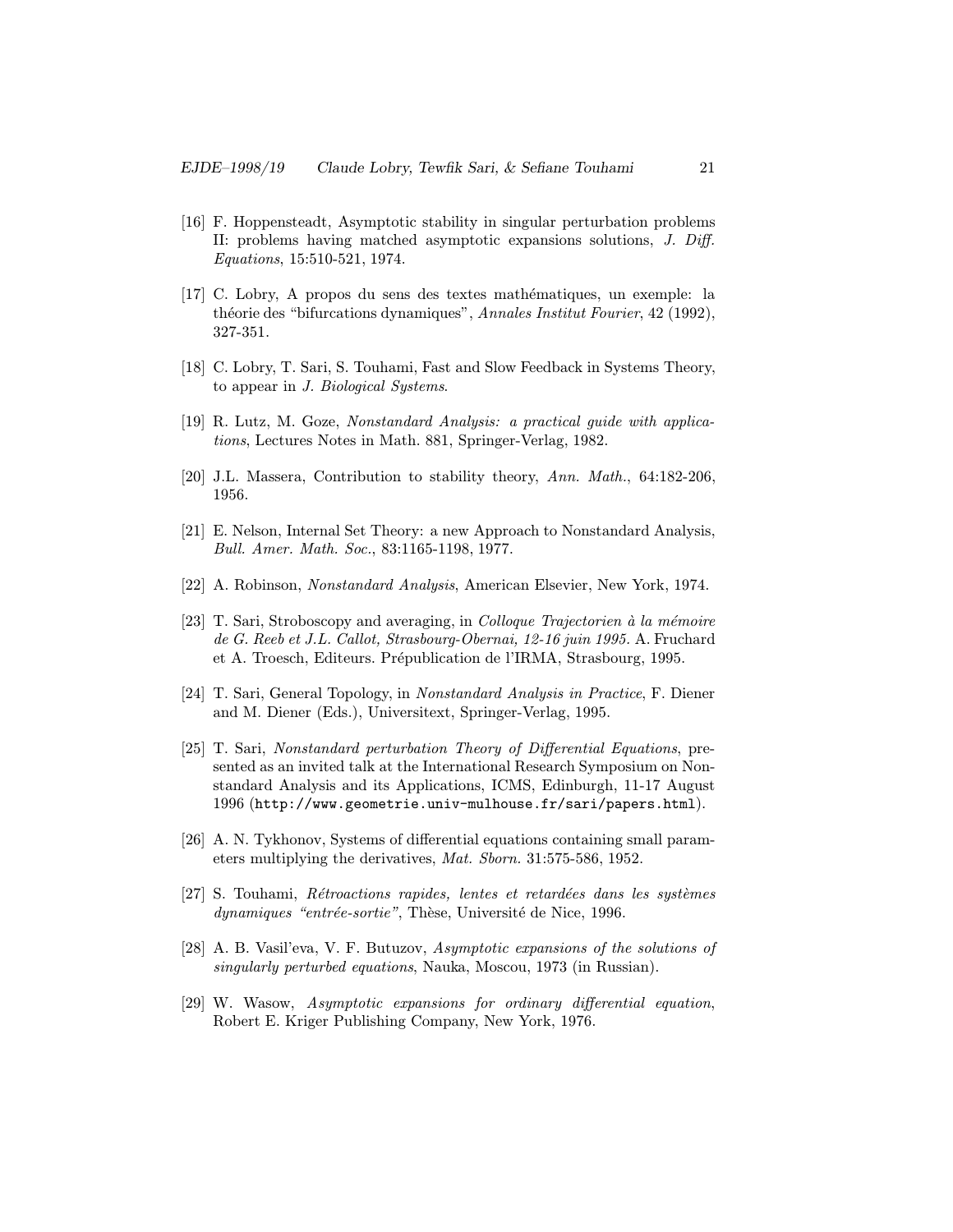[16] F. Hoppensteadt, Asymptotic stability in singular perturbation problems II: problems having matched asymptotic expansions solutions, *J. Diff. Equations*, 15:510-521, 1974.

[17] C. Lobry, A propos du sens des textes mathématiques, un exemple: la théorie des "bifurcations dynamiques", *Annales Institut Fourier*, 42 (1992), 327-351.

[18] C. Lobry, T. Sari, S. Touhami, Fast and Slow Feedback in Systems Theory, to appear in *J. Biological Systems*.

[19] R. Lutz, M. Goze, *Nonstandard Analysis: a practical guide with applications*, Lectures Notes in Math. 881, Springer-Verlag, 1982.

[20] J.L. Massera, Contribution to stability theory, *Ann. Math.*, 64:182-206, 1956.

[21] E. Nelson, Internal Set Theory: a new Approach to Nonstandard Analysis, *Bull. Amer. Math. Soc.*, 83:1165-1198, 1977.

[22] A. Robinson, *Nonstandard Analysis*, American Elsevier, New York, 1974.

[23] T. Sari, Stroboscopy and averaging, in *Colloque Trajectorien à la mémoire de G. Reeb et J.L. Callot, Strasbourg-Obernai, 12-16 juin 1995.* A. Fruchard et A. Troesch, Editeurs. Prépublication de l'IRMA, Strasbourg, 1995.

[24] T. Sari, General Topology, in *Nonstandard Analysis in Practice*, F. Diener and M. Diener (Eds.), Universitext, Springer-Verlag, 1995.

[25] T. Sari, *Nonstandard perturbation Theory of Differential Equations*, presented as an invited talk at the International Research Symposium on Nonstandard Analysis and its Applications, ICMS, Edinburgh, 11-17 August 1996 (`http://www.geometrie.univ-mulhouse.fr/sari/papers.html`).

[26] A. N. Tykhonov, Systems of differential equations containing small parameters multiplying the derivatives, *Mat. Sborn.* 31:575-586, 1952.

[27] S. Touhami, *Rétroactions rapides, lentes et retardées dans les systèmes dynamiques "entrée-sortie"*, Thèse, Université de Nice, 1996.

[28] A. B. Vasil'eva, V. F. Butuzov, *Asymptotic expansions of the solutions of singularly perturbed equations*, Nauka, Moscou, 1973 (in Russian).

[29] W. Wasow, *Asymptotic expansions for ordinary differential equation*, Robert E. Kriger Publishing Company, New York, 1976.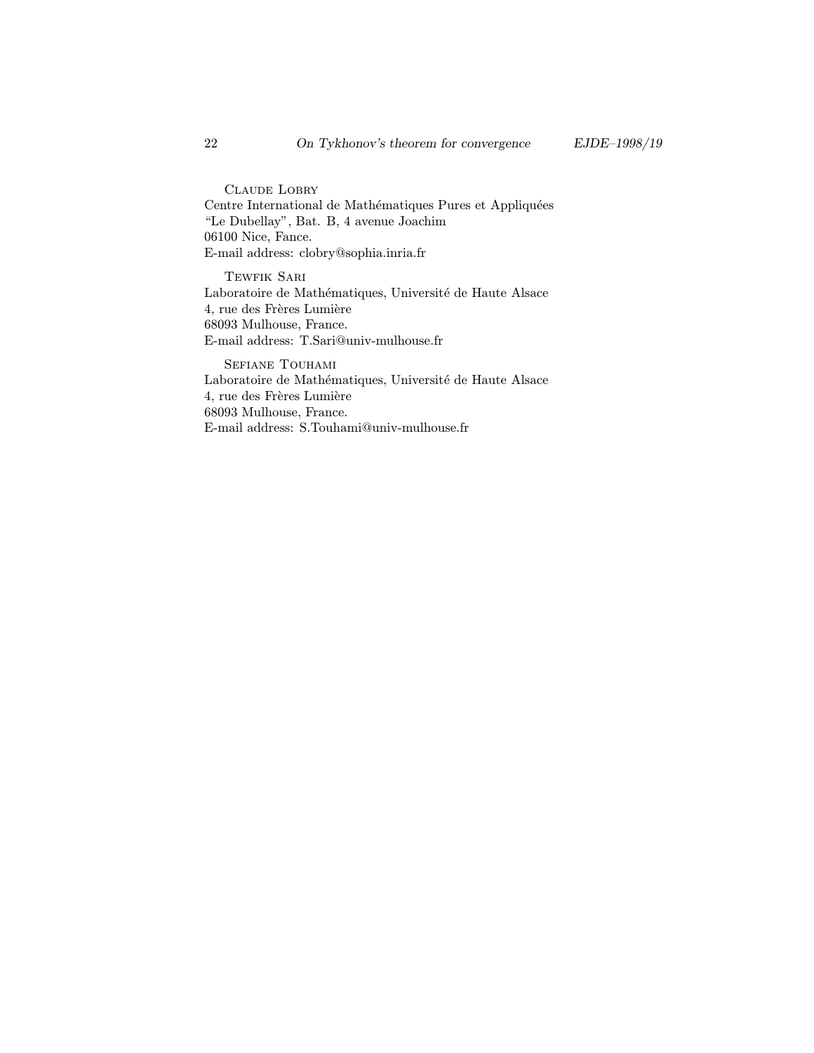Claude Lobry  
Centre International de Mathématiques Pures et Appliquées  
“Le Dubellay”, Bat. B, 4 avenue Joachim  
06100 Nice, Fance.  
E-mail address: clobry@sophia.inria.fr

Tewfik Sari  
Laboratoire de Mathématiques, Université de Haute Alsace  
4, rue des Frères Lumière  
68093 Mulhouse, France.  
E-mail address: T.Sari@univ-mulhouse.fr

Sefiane Touhami  
Laboratoire de Mathématiques, Université de Haute Alsace  
4, rue des Frères Lumière  
68093 Mulhouse, France.  
E-mail address: S.Touhami@univ-mulhouse.fr